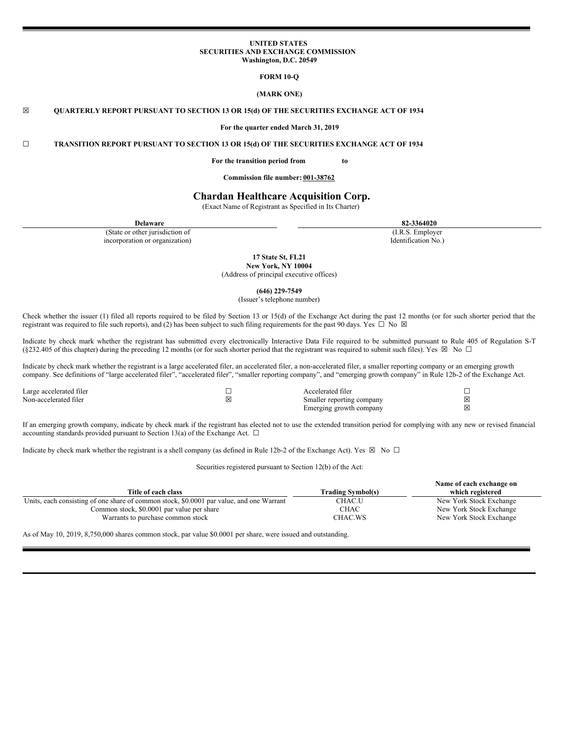**UNITED STATES**
**SECURITIES AND EXCHANGE COMMISSION**
**Washington, D.C. 20549**

**FORM 10-Q**

**(MARK ONE)**

☒ **QUARTERLY REPORT PURSUANT TO SECTION 13 OR 15(d) OF THE SECURITIES EXCHANGE ACT OF 1934**

**For the quarter ended March 31, 2019**

☐ **TRANSITION REPORT PURSUANT TO SECTION 13 OR 15(d) OF THE SECURITIES EXCHANGE ACT OF 1934**

**For the transition period from to**

**Commission file number: 001-38762**

# Chardan Healthcare Acquisition Corp.

(Exact Name of Registrant as Specified in Its Charter)

| | |
|---|---|
| **Delaware** | **82-3364020** |
| (State or other jurisdiction of incorporation or organization) | (I.R.S. Employer Identification No.) |

**17 State St, FL21**
**New York, NY 10004**
(Address of principal executive offices)

**(646) 229-7549**
(Issuer's telephone number)

Check whether the issuer (1) filed all reports required to be filed by Section 13 or 15(d) of the Exchange Act during the past 12 months (or for such shorter period that the registrant was required to file such reports), and (2) has been subject to such filing requirements for the past 90 days. Yes ☐ No ☒

Indicate by check mark whether the registrant has submitted every electronically Interactive Data File required to be submitted pursuant to Rule 405 of Regulation S-T (§232.405 of this chapter) during the preceding 12 months (or for such shorter period that the registrant was required to submit such files). Yes ☒ No ☐

Indicate by check mark whether the registrant is a large accelerated filer, an accelerated filer, a non-accelerated filer, a smaller reporting company or an emerging growth company. See definitions of "large accelerated filer", "accelerated filer", "smaller reporting company", and "emerging growth company" in Rule 12b-2 of the Exchange Act.

| | | | |
|---|---|---|---|
| Large accelerated filer | ☐ | Accelerated filer | ☐ |
| Non-accelerated filer | ☒ | Smaller reporting company | ☒ |
| | | Emerging growth company | ☒ |

If an emerging growth company, indicate by check mark if the registrant has elected not to use the extended transition period for complying with any new or revised financial accounting standards provided pursuant to Section 13(a) of the Exchange Act. ☐

Indicate by check mark whether the registrant is a shell company (as defined in Rule 12b-2 of the Exchange Act). Yes ☒ No ☐

Securities registered pursuant to Section 12(b) of the Act:

| Title of each class | Trading Symbol(s) | Name of each exchange on which registered |
|---|---|---|
| Units, each consisting of one share of common stock, $0.0001 par value, and one Warrant | CHAC.U | New York Stock Exchange |
| Common stock, $0.0001 par value per share | CHAC | New York Stock Exchange |
| Warrants to purchase common stock | CHAC.WS | New York Stock Exchange |

As of May 10, 2019, 8,750,000 shares common stock, par value $0.0001 per share, were issued and outstanding.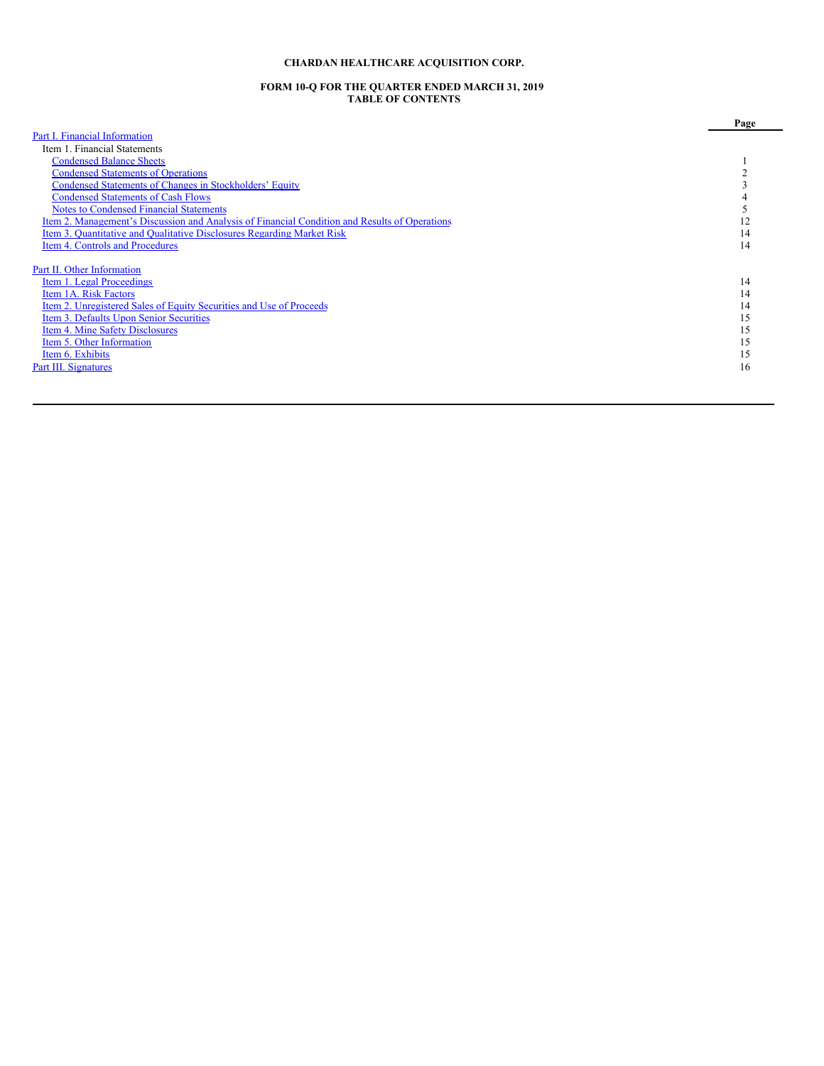**CHARDAN HEALTHCARE ACQUISITION CORP.**

**FORM 10-Q FOR THE QUARTER ENDED MARCH 31, 2019**
**TABLE OF CONTENTS**

| | Page |
|---|---|
| Part I. Financial Information | |
| Item 1. Financial Statements | |
| Condensed Balance Sheets | 1 |
| Condensed Statements of Operations | 2 |
| Condensed Statements of Changes in Stockholders' Equity | 3 |
| Condensed Statements of Cash Flows | 4 |
| Notes to Condensed Financial Statements | 5 |
| Item 2. Management's Discussion and Analysis of Financial Condition and Results of Operations | 12 |
| Item 3. Quantitative and Qualitative Disclosures Regarding Market Risk | 14 |
| Item 4. Controls and Procedures | 14 |
| | |
| Part II. Other Information | |
| Item 1. Legal Proceedings | 14 |
| Item 1A. Risk Factors | 14 |
| Item 2. Unregistered Sales of Equity Securities and Use of Proceeds | 14 |
| Item 3. Defaults Upon Senior Securities | 15 |
| Item 4. Mine Safety Disclosures | 15 |
| Item 5. Other Information | 15 |
| Item 6. Exhibits | 15 |
| Part III. Signatures | 16 |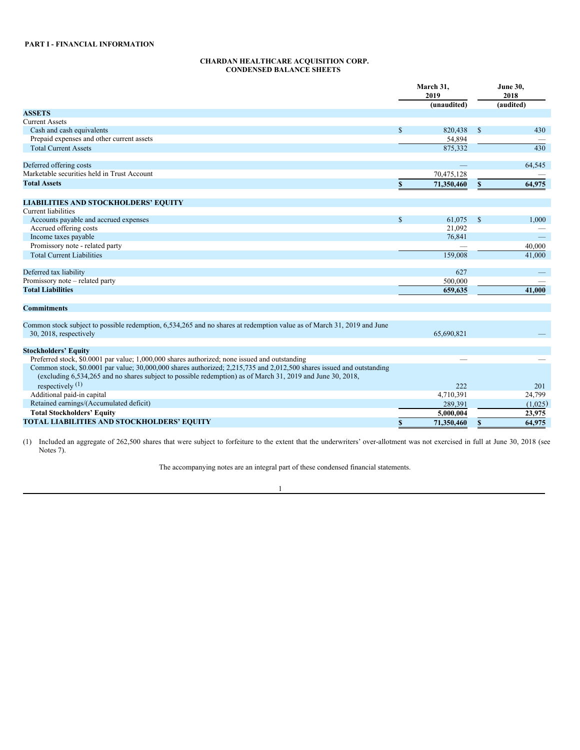## PART I - FINANCIAL INFORMATION

### CHARDAN HEALTHCARE ACQUISITION CORP.
### CONDENSED BALANCE SHEETS

| | March 31, 2019 (unaudited) | June 30, 2018 (audited) |
|---|---|---|
| **ASSETS** | | |
| Current Assets | | |
| Cash and cash equivalents | $ 820,438 | $ 430 |
| Prepaid expenses and other current assets | 54,894 | — |
| Total Current Assets | 875,332 | 430 |
| | | |
| Deferred offering costs | — | 64,545 |
| Marketable securities held in Trust Account | 70,475,128 | — |
| **Total Assets** | **$ 71,350,460** | **$ 64,975** |
| | | |
| **LIABILITIES AND STOCKHOLDERS' EQUITY** | | |
| Current liabilities | | |
| Accounts payable and accrued expenses | $ 61,075 | $ 1,000 |
| Accrued offering costs | 21,092 | — |
| Income taxes payable | 76,841 | — |
| Promissory note - related party | — | 40,000 |
| Total Current Liabilities | 159,008 | 41,000 |
| | | |
| Deferred tax liability | 627 | — |
| Promissory note – related party | 500,000 | — |
| **Total Liabilities** | **659,635** | **41,000** |
| | | |
| **Commitments** | | |
| | | |
| Common stock subject to possible redemption, 6,534,265 and no shares at redemption value as of March 31, 2019 and June 30, 2018, respectively | 65,690,821 | — |
| | | |
| **Stockholders' Equity** | | |
| Preferred stock, $0.0001 par value; 1,000,000 shares authorized; none issued and outstanding | — | — |
| Common stock, $0.0001 par value; 30,000,000 shares authorized; 2,215,735 and 2,012,500 shares issued and outstanding (excluding 6,534,265 and no shares subject to possible redemption) as of March 31, 2019 and June 30, 2018, respectively [(1)] | 222 | 201 |
| Additional paid-in capital | 4,710,391 | 24,799 |
| Retained earnings/(Accumulated deficit) | 289,391 | (1,025) |
| **Total Stockholders' Equity** | **5,000,004** | **23,975** |
| **TOTAL LIABILITIES AND STOCKHOLDERS' EQUITY** | **$ 71,350,460** | **$ 64,975** |

(1) Included an aggregate of 262,500 shares that were subject to forfeiture to the extent that the underwriters' over-allotment was not exercised in full at June 30, 2018 (see Notes 7).

The accompanying notes are an integral part of these condensed financial statements.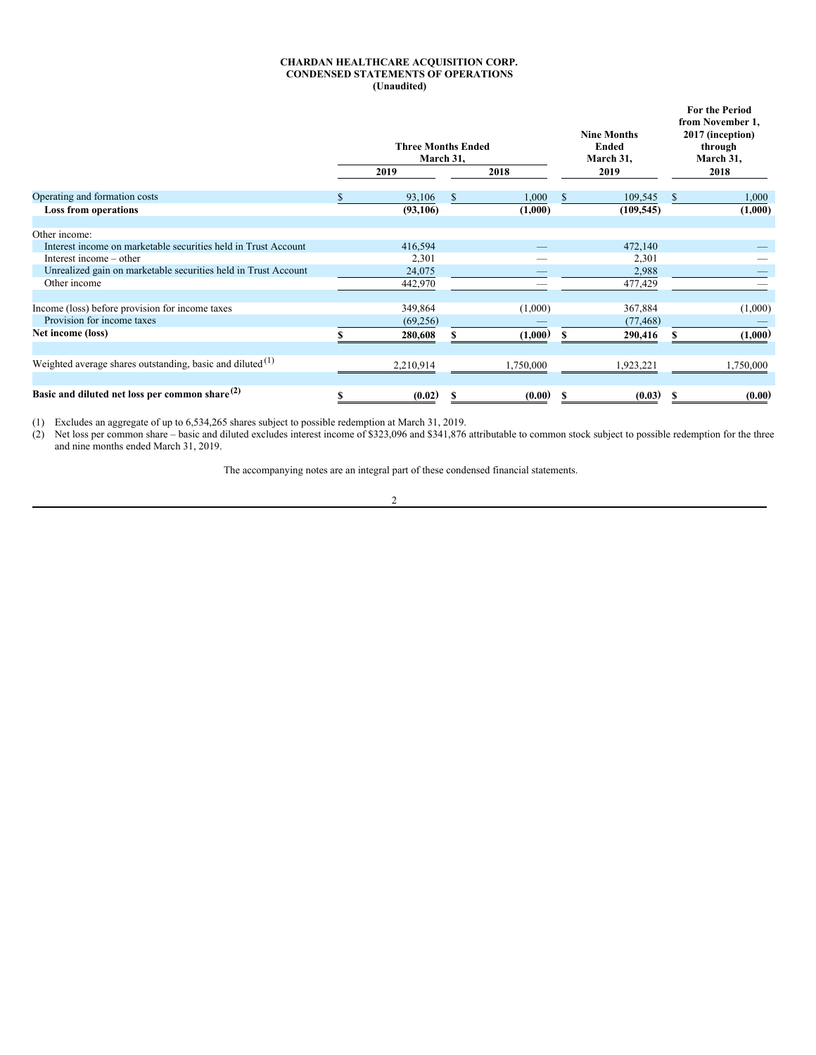**CHARDAN HEALTHCARE ACQUISITION CORP.**
**CONDENSED STATEMENTS OF OPERATIONS**
**(Unaudited)**

| | Three Months Ended March 31, 2019 | Three Months Ended March 31, 2018 | Nine Months Ended March 31, 2019 | For the Period from November 1, 2017 (inception) through March 31, 2018 |
|---|---|---|---|---|
| Operating and formation costs | $ 93,106 | $ 1,000 | $ 109,545 | $ 1,000 |
| **Loss from operations** | **(93,106)** | **(1,000)** | **(109,545)** | **(1,000)** |
| | | | | |
| Other income: | | | | |
| Interest income on marketable securities held in Trust Account | 416,594 | — | 472,140 | — |
| Interest income – other | 2,301 | — | 2,301 | — |
| Unrealized gain on marketable securities held in Trust Account | 24,075 | — | 2,988 | — |
| Other income | 442,970 | — | 477,429 | — |
| | | | | |
| Income (loss) before provision for income taxes | 349,864 | (1,000) | 367,884 | (1,000) |
| Provision for income taxes | (69,256) | — | (77,468) | — |
| **Net income (loss)** | **$ 280,608** | **$ (1,000)** | **$ 290,416** | **$ (1,000)** |
| | | | | |
| Weighted average shares outstanding, basic and diluted (1) | 2,210,914 | 1,750,000 | 1,923,221 | 1,750,000 |
| | | | | |
| **Basic and diluted net loss per common share (2)** | **$ (0.02)** | **$ (0.00)** | **$ (0.03)** | **$ (0.00)** |

(1) Excludes an aggregate of up to 6,534,265 shares subject to possible redemption at March 31, 2019.

(2) Net loss per common share – basic and diluted excludes interest income of $323,096 and $341,876 attributable to common stock subject to possible redemption for the three and nine months ended March 31, 2019.

The accompanying notes are an integral part of these condensed financial statements.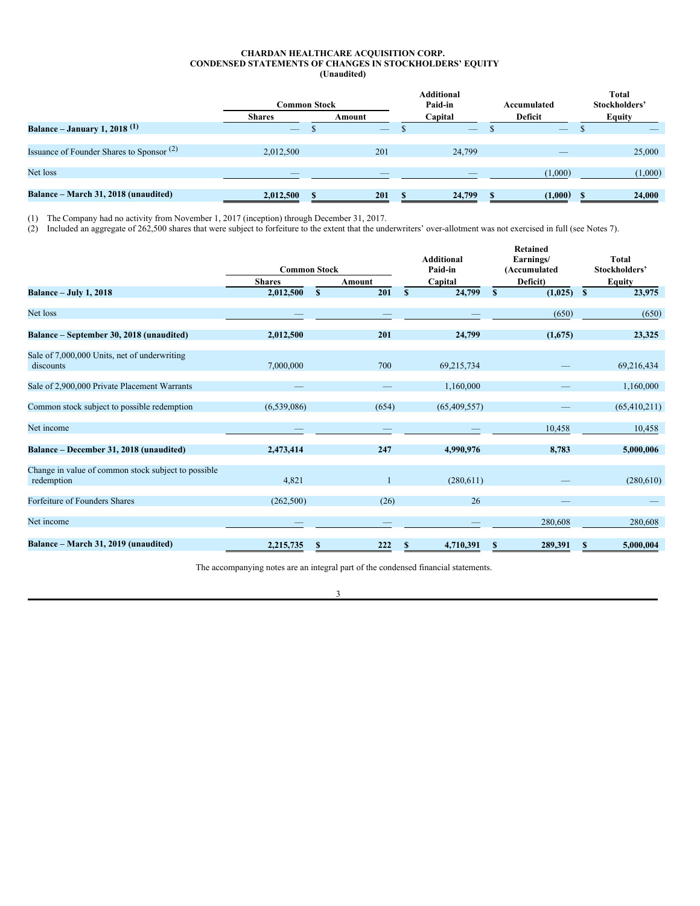**CHARDAN HEALTHCARE ACQUISITION CORP.**
**CONDENSED STATEMENTS OF CHANGES IN STOCKHOLDERS' EQUITY**
**(Unaudited)**

| | Common Stock | | Additional Paid-in Capital | Accumulated Deficit | Total Stockholders' Equity |
|---|---|---|---|---|---|
| | Shares | Amount | | | |
| **Balance – January 1, 2018 [(1)]** | — | $ — | $ — | $ — | $ — |
| Issuance of Founder Shares to Sponsor [(2)] | 2,012,500 | 201 | 24,799 | — | 25,000 |
| Net loss | — | — | — | (1,000) | (1,000) |
| **Balance – March 31, 2018 (unaudited)** | **2,012,500** | **$ 201** | **$ 24,799** | **$ (1,000)** | **$ 24,000** |

(1) The Company had no activity from November 1, 2017 (inception) through December 31, 2017.
(2) Included an aggregate of 262,500 shares that were subject to forfeiture to the extent that the underwriters' over-allotment was not exercised in full (see Notes 7).

| | Common Stock | | Additional Paid-in Capital | Retained Earnings/ (Accumulated Deficit) | Total Stockholders' Equity |
|---|---|---|---|---|---|
| | Shares | Amount | | | |
| **Balance – July 1, 2018** | **2,012,500** | **$ 201** | **$ 24,799** | **$ (1,025)** | **$ 23,975** |
| Net loss | — | — | — | (650) | (650) |
| **Balance – September 30, 2018 (unaudited)** | **2,012,500** | **201** | **24,799** | **(1,675)** | **23,325** |
| Sale of 7,000,000 Units, net of underwriting discounts | 7,000,000 | 700 | 69,215,734 | — | 69,216,434 |
| Sale of 2,900,000 Private Placement Warrants | — | — | 1,160,000 | — | 1,160,000 |
| Common stock subject to possible redemption | (6,539,086) | (654) | (65,409,557) | — | (65,410,211) |
| Net income | — | — | — | 10,458 | 10,458 |
| **Balance – December 31, 2018 (unaudited)** | **2,473,414** | **247** | **4,990,976** | **8,783** | **5,000,006** |
| Change in value of common stock subject to possible redemption | 4,821 | 1 | (280,611) | — | (280,610) |
| Forfeiture of Founders Shares | (262,500) | (26) | 26 | — | — |
| Net income | — | — | — | 280,608 | 280,608 |
| **Balance – March 31, 2019 (unaudited)** | **2,215,735** | **$ 222** | **$ 4,710,391** | **$ 289,391** | **$ 5,000,004** |

The accompanying notes are an integral part of the condensed financial statements.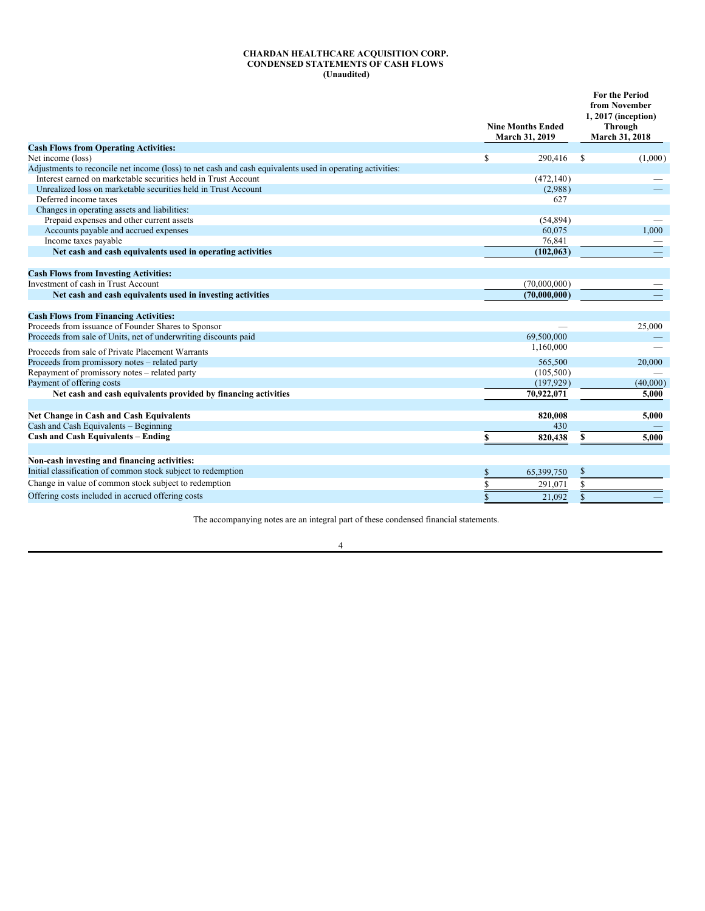**CHARDAN HEALTHCARE ACQUISITION CORP.**
**CONDENSED STATEMENTS OF CASH FLOWS**
**(Unaudited)**

| | Nine Months Ended March 31, 2019 | For the Period from November 1, 2017 (inception) Through March 31, 2018 |
|---|---|---|
| **Cash Flows from Operating Activities:** | | |
| Net income (loss) | $ 290,416 | $ (1,000) |
| Adjustments to reconcile net income (loss) to net cash and cash equivalents used in operating activities: | | |
| Interest earned on marketable securities held in Trust Account | (472,140) | — |
| Unrealized loss on marketable securities held in Trust Account | (2,988) | — |
| Deferred income taxes | 627 | |
| Changes in operating assets and liabilities: | | |
| Prepaid expenses and other current assets | (54,894) | — |
| Accounts payable and accrued expenses | 60,075 | 1,000 |
| Income taxes payable | 76,841 | — |
| **Net cash and cash equivalents used in operating activities** | **(102,063)** | **—** |
| | | |
| **Cash Flows from Investing Activities:** | | |
| Investment of cash in Trust Account | (70,000,000) | — |
| **Net cash and cash equivalents used in investing activities** | **(70,000,000)** | **—** |
| | | |
| **Cash Flows from Financing Activities:** | | |
| Proceeds from issuance of Founder Shares to Sponsor | — | 25,000 |
| Proceeds from sale of Units, net of underwriting discounts paid | 69,500,000 | — |
| Proceeds from sale of Private Placement Warrants | 1,160,000 | — |
| Proceeds from promissory notes – related party | 565,500 | 20,000 |
| Repayment of promissory notes – related party | (105,500) | — |
| Payment of offering costs | (197,929) | (40,000) |
| **Net cash and cash equivalents provided by financing activities** | **70,922,071** | **5,000** |
| | | |
| **Net Change in Cash and Cash Equivalents** | **820,008** | **5,000** |
| Cash and Cash Equivalents – Beginning | 430 | — |
| **Cash and Cash Equivalents – Ending** | **$ 820,438** | **$ 5,000** |
| | | |
| **Non-cash investing and financing activities:** | | |
| Initial classification of common stock subject to redemption | $ 65,399,750 | $ |
| Change in value of common stock subject to redemption | $ 291,071 | $ |
| Offering costs included in accrued offering costs | $ 21,092 | $ — |

The accompanying notes are an integral part of these condensed financial statements.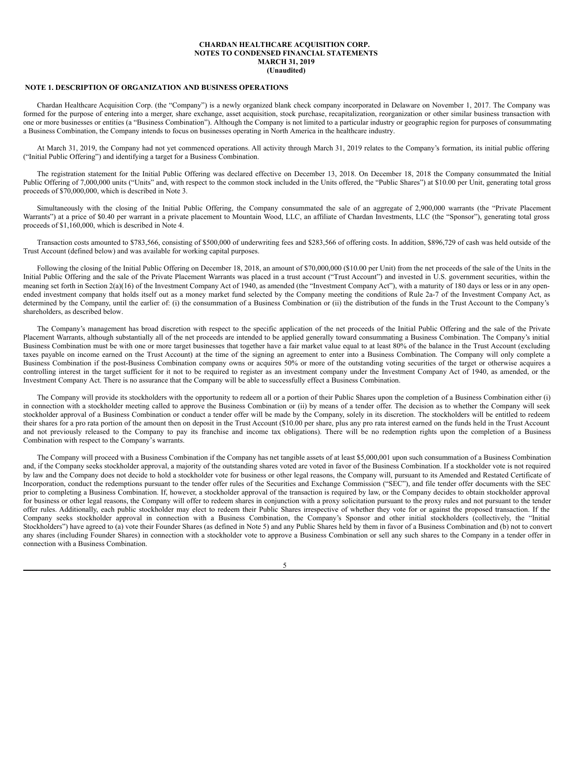**CHARDAN HEALTHCARE ACQUISITION CORP.**
**NOTES TO CONDENSED FINANCIAL STATEMENTS**
**MARCH 31, 2019**
**(Unaudited)**

**NOTE 1. DESCRIPTION OF ORGANIZATION AND BUSINESS OPERATIONS**

Chardan Healthcare Acquisition Corp. (the "Company") is a newly organized blank check company incorporated in Delaware on November 1, 2017. The Company was formed for the purpose of entering into a merger, share exchange, asset acquisition, stock purchase, recapitalization, reorganization or other similar business transaction with one or more businesses or entities (a "Business Combination"). Although the Company is not limited to a particular industry or geographic region for purposes of consummating a Business Combination, the Company intends to focus on businesses operating in North America in the healthcare industry.

At March 31, 2019, the Company had not yet commenced operations. All activity through March 31, 2019 relates to the Company's formation, its initial public offering ("Initial Public Offering") and identifying a target for a Business Combination.

The registration statement for the Initial Public Offering was declared effective on December 13, 2018. On December 18, 2018 the Company consummated the Initial Public Offering of 7,000,000 units ("Units" and, with respect to the common stock included in the Units offered, the "Public Shares") at $10.00 per Unit, generating total gross proceeds of $70,000,000, which is described in Note 3.

Simultaneously with the closing of the Initial Public Offering, the Company consummated the sale of an aggregate of 2,900,000 warrants (the "Private Placement Warrants") at a price of $0.40 per warrant in a private placement to Mountain Wood, LLC, an affiliate of Chardan Investments, LLC (the "Sponsor"), generating total gross proceeds of $1,160,000, which is described in Note 4.

Transaction costs amounted to $783,566, consisting of $500,000 of underwriting fees and $283,566 of offering costs. In addition, $896,729 of cash was held outside of the Trust Account (defined below) and was available for working capital purposes.

Following the closing of the Initial Public Offering on December 18, 2018, an amount of $70,000,000 ($10.00 per Unit) from the net proceeds of the sale of the Units in the Initial Public Offering and the sale of the Private Placement Warrants was placed in a trust account ("Trust Account") and invested in U.S. government securities, within the meaning set forth in Section 2(a)(16) of the Investment Company Act of 1940, as amended (the "Investment Company Act"), with a maturity of 180 days or less or in any open-ended investment company that holds itself out as a money market fund selected by the Company meeting the conditions of Rule 2a-7 of the Investment Company Act, as determined by the Company, until the earlier of: (i) the consummation of a Business Combination or (ii) the distribution of the funds in the Trust Account to the Company's shareholders, as described below.

The Company's management has broad discretion with respect to the specific application of the net proceeds of the Initial Public Offering and the sale of the Private Placement Warrants, although substantially all of the net proceeds are intended to be applied generally toward consummating a Business Combination. The Company's initial Business Combination must be with one or more target businesses that together have a fair market value equal to at least 80% of the balance in the Trust Account (excluding taxes payable on income earned on the Trust Account) at the time of the signing an agreement to enter into a Business Combination. The Company will only complete a Business Combination if the post-Business Combination company owns or acquires 50% or more of the outstanding voting securities of the target or otherwise acquires a controlling interest in the target sufficient for it not to be required to register as an investment company under the Investment Company Act of 1940, as amended, or the Investment Company Act. There is no assurance that the Company will be able to successfully effect a Business Combination.

The Company will provide its stockholders with the opportunity to redeem all or a portion of their Public Shares upon the completion of a Business Combination either (i) in connection with a stockholder meeting called to approve the Business Combination or (ii) by means of a tender offer. The decision as to whether the Company will seek stockholder approval of a Business Combination or conduct a tender offer will be made by the Company, solely in its discretion. The stockholders will be entitled to redeem their shares for a pro rata portion of the amount then on deposit in the Trust Account ($10.00 per share, plus any pro rata interest earned on the funds held in the Trust Account and not previously released to the Company to pay its franchise and income tax obligations). There will be no redemption rights upon the completion of a Business Combination with respect to the Company's warrants.

The Company will proceed with a Business Combination if the Company has net tangible assets of at least $5,000,001 upon such consummation of a Business Combination and, if the Company seeks stockholder approval, a majority of the outstanding shares voted are voted in favor of the Business Combination. If a stockholder vote is not required by law and the Company does not decide to hold a stockholder vote for business or other legal reasons, the Company will, pursuant to its Amended and Restated Certificate of Incorporation, conduct the redemptions pursuant to the tender offer rules of the Securities and Exchange Commission ("SEC"), and file tender offer documents with the SEC prior to completing a Business Combination. If, however, a stockholder approval of the transaction is required by law, or the Company decides to obtain stockholder approval for business or other legal reasons, the Company will offer to redeem shares in conjunction with a proxy solicitation pursuant to the proxy rules and not pursuant to the tender offer rules. Additionally, each public stockholder may elect to redeem their Public Shares irrespective of whether they vote for or against the proposed transaction. If the Company seeks stockholder approval in connection with a Business Combination, the Company's Sponsor and other initial stockholders (collectively, the "Initial Stockholders") have agreed to (a) vote their Founder Shares (as defined in Note 5) and any Public Shares held by them in favor of a Business Combination and (b) not to convert any shares (including Founder Shares) in connection with a stockholder vote to approve a Business Combination or sell any such shares to the Company in a tender offer in connection with a Business Combination.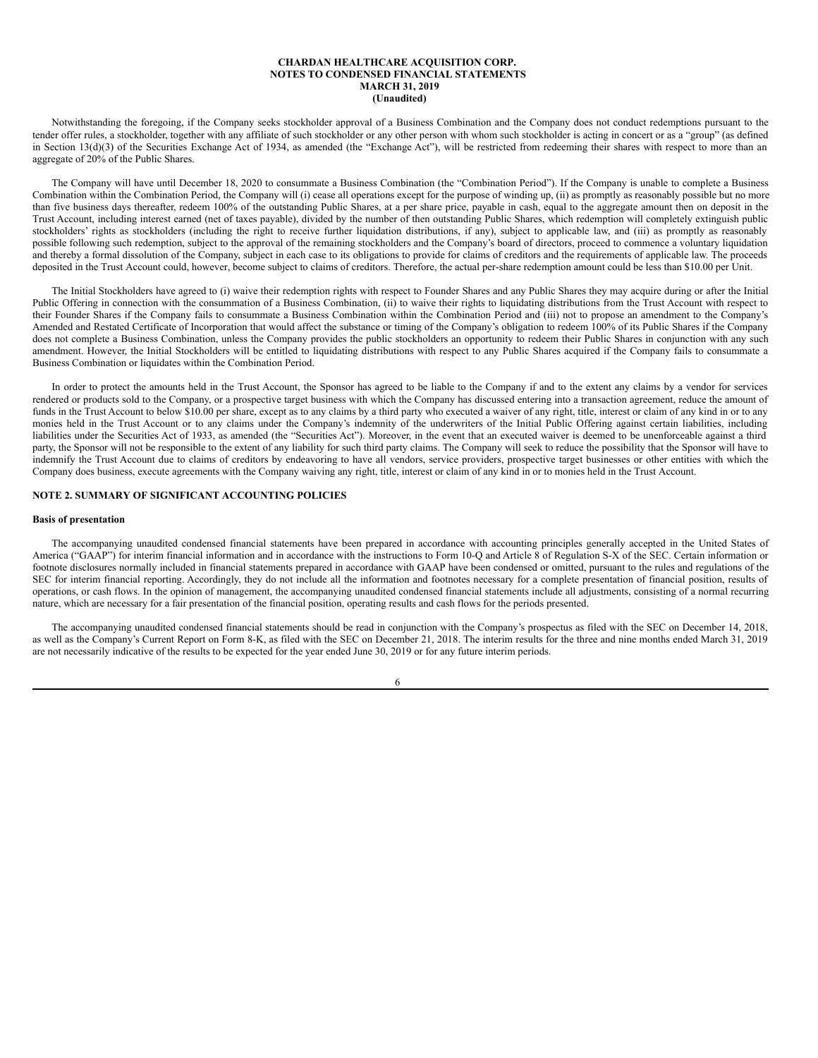Notwithstanding the foregoing, if the Company seeks stockholder approval of a Business Combination and the Company does not conduct redemptions pursuant to the tender offer rules, a stockholder, together with any affiliate of such stockholder or any other person with whom such stockholder is acting in concert or as a "group" (as defined in Section 13(d)(3) of the Securities Exchange Act of 1934, as amended (the "Exchange Act"), will be restricted from redeeming their shares with respect to more than an aggregate of 20% of the Public Shares.

The Company will have until December 18, 2020 to consummate a Business Combination (the "Combination Period"). If the Company is unable to complete a Business Combination within the Combination Period, the Company will (i) cease all operations except for the purpose of winding up, (ii) as promptly as reasonably possible but no more than five business days thereafter, redeem 100% of the outstanding Public Shares, at a per share price, payable in cash, equal to the aggregate amount then on deposit in the Trust Account, including interest earned (net of taxes payable), divided by the number of then outstanding Public Shares, which redemption will completely extinguish public stockholders' rights as stockholders (including the right to receive further liquidation distributions, if any), subject to applicable law, and (iii) as promptly as reasonably possible following such redemption, subject to the approval of the remaining stockholders and the Company's board of directors, proceed to commence a voluntary liquidation and thereby a formal dissolution of the Company, subject in each case to its obligations to provide for claims of creditors and the requirements of applicable law. The proceeds deposited in the Trust Account could, however, become subject to claims of creditors. Therefore, the actual per-share redemption amount could be less than $10.00 per Unit.

The Initial Stockholders have agreed to (i) waive their redemption rights with respect to Founder Shares and any Public Shares they may acquire during or after the Initial Public Offering in connection with the consummation of a Business Combination, (ii) to waive their rights to liquidating distributions from the Trust Account with respect to their Founder Shares if the Company fails to consummate a Business Combination within the Combination Period and (iii) not to propose an amendment to the Company's Amended and Restated Certificate of Incorporation that would affect the substance or timing of the Company's obligation to redeem 100% of its Public Shares if the Company does not complete a Business Combination, unless the Company provides the public stockholders an opportunity to redeem their Public Shares in conjunction with any such amendment. However, the Initial Stockholders will be entitled to liquidating distributions with respect to any Public Shares acquired if the Company fails to consummate a Business Combination or liquidates within the Combination Period.

In order to protect the amounts held in the Trust Account, the Sponsor has agreed to be liable to the Company if and to the extent any claims by a vendor for services rendered or products sold to the Company, or a prospective target business with which the Company has discussed entering into a transaction agreement, reduce the amount of funds in the Trust Account to below $10.00 per share, except as to any claims by a third party who executed a waiver of any right, title, interest or claim of any kind in or to any monies held in the Trust Account or to any claims under the Company's indemnity of the underwriters of the Initial Public Offering against certain liabilities, including liabilities under the Securities Act of 1933, as amended (the "Securities Act"). Moreover, in the event that an executed waiver is deemed to be unenforceable against a third party, the Sponsor will not be responsible to the extent of any liability for such third party claims. The Company will seek to reduce the possibility that the Sponsor will have to indemnify the Trust Account due to claims of creditors by endeavoring to have all vendors, service providers, prospective target businesses or other entities with which the Company does business, execute agreements with the Company waiving any right, title, interest or claim of any kind in or to monies held in the Trust Account.

## NOTE 2. SUMMARY OF SIGNIFICANT ACCOUNTING POLICIES

### Basis of presentation

The accompanying unaudited condensed financial statements have been prepared in accordance with accounting principles generally accepted in the United States of America ("GAAP") for interim financial information and in accordance with the instructions to Form 10-Q and Article 8 of Regulation S-X of the SEC. Certain information or footnote disclosures normally included in financial statements prepared in accordance with GAAP have been condensed or omitted, pursuant to the rules and regulations of the SEC for interim financial reporting. Accordingly, they do not include all the information and footnotes necessary for a complete presentation of financial position, results of operations, or cash flows. In the opinion of management, the accompanying unaudited condensed financial statements include all adjustments, consisting of a normal recurring nature, which are necessary for a fair presentation of the financial position, operating results and cash flows for the periods presented.

The accompanying unaudited condensed financial statements should be read in conjunction with the Company's prospectus as filed with the SEC on December 14, 2018, as well as the Company's Current Report on Form 8-K, as filed with the SEC on December 21, 2018. The interim results for the three and nine months ended March 31, 2019 are not necessarily indicative of the results to be expected for the year ended June 30, 2019 or for any future interim periods.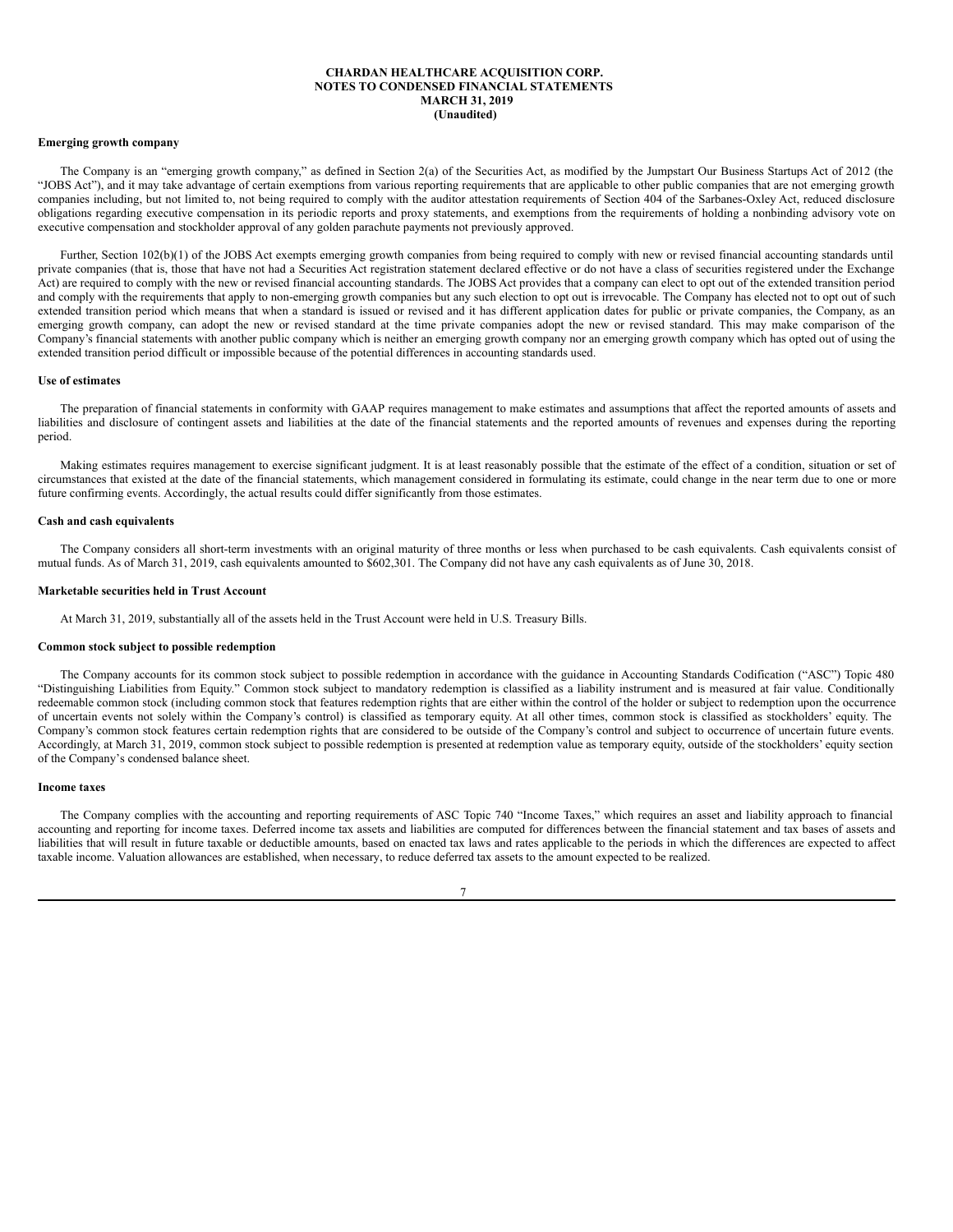**Emerging growth company**

The Company is an "emerging growth company," as defined in Section 2(a) of the Securities Act, as modified by the Jumpstart Our Business Startups Act of 2012 (the "JOBS Act"), and it may take advantage of certain exemptions from various reporting requirements that are applicable to other public companies that are not emerging growth companies including, but not limited to, not being required to comply with the auditor attestation requirements of Section 404 of the Sarbanes-Oxley Act, reduced disclosure obligations regarding executive compensation in its periodic reports and proxy statements, and exemptions from the requirements of holding a nonbinding advisory vote on executive compensation and stockholder approval of any golden parachute payments not previously approved.

Further, Section 102(b)(1) of the JOBS Act exempts emerging growth companies from being required to comply with new or revised financial accounting standards until private companies (that is, those that have not had a Securities Act registration statement declared effective or do not have a class of securities registered under the Exchange Act) are required to comply with the new or revised financial accounting standards. The JOBS Act provides that a company can elect to opt out of the extended transition period and comply with the requirements that apply to non-emerging growth companies but any such election to opt out is irrevocable. The Company has elected not to opt out of such extended transition period which means that when a standard is issued or revised and it has different application dates for public or private companies, the Company, as an emerging growth company, can adopt the new or revised standard at the time private companies adopt the new or revised standard. This may make comparison of the Company's financial statements with another public company which is neither an emerging growth company nor an emerging growth company which has opted out of using the extended transition period difficult or impossible because of the potential differences in accounting standards used.

**Use of estimates**

The preparation of financial statements in conformity with GAAP requires management to make estimates and assumptions that affect the reported amounts of assets and liabilities and disclosure of contingent assets and liabilities at the date of the financial statements and the reported amounts of revenues and expenses during the reporting period.

Making estimates requires management to exercise significant judgment. It is at least reasonably possible that the estimate of the effect of a condition, situation or set of circumstances that existed at the date of the financial statements, which management considered in formulating its estimate, could change in the near term due to one or more future confirming events. Accordingly, the actual results could differ significantly from those estimates.

**Cash and cash equivalents**

The Company considers all short-term investments with an original maturity of three months or less when purchased to be cash equivalents. Cash equivalents consist of mutual funds. As of March 31, 2019, cash equivalents amounted to $602,301. The Company did not have any cash equivalents as of June 30, 2018.

**Marketable securities held in Trust Account**

At March 31, 2019, substantially all of the assets held in the Trust Account were held in U.S. Treasury Bills.

**Common stock subject to possible redemption**

The Company accounts for its common stock subject to possible redemption in accordance with the guidance in Accounting Standards Codification ("ASC") Topic 480 "Distinguishing Liabilities from Equity." Common stock subject to mandatory redemption is classified as a liability instrument and is measured at fair value. Conditionally redeemable common stock (including common stock that features redemption rights that are either within the control of the holder or subject to redemption upon the occurrence of uncertain events not solely within the Company's control) is classified as temporary equity. At all other times, common stock is classified as stockholders' equity. The Company's common stock features certain redemption rights that are considered to be outside of the Company's control and subject to occurrence of uncertain future events. Accordingly, at March 31, 2019, common stock subject to possible redemption is presented at redemption value as temporary equity, outside of the stockholders' equity section of the Company's condensed balance sheet.

**Income taxes**

The Company complies with the accounting and reporting requirements of ASC Topic 740 "Income Taxes," which requires an asset and liability approach to financial accounting and reporting for income taxes. Deferred income tax assets and liabilities are computed for differences between the financial statement and tax bases of assets and liabilities that will result in future taxable or deductible amounts, based on enacted tax laws and rates applicable to the periods in which the differences are expected to affect taxable income. Valuation allowances are established, when necessary, to reduce deferred tax assets to the amount expected to be realized.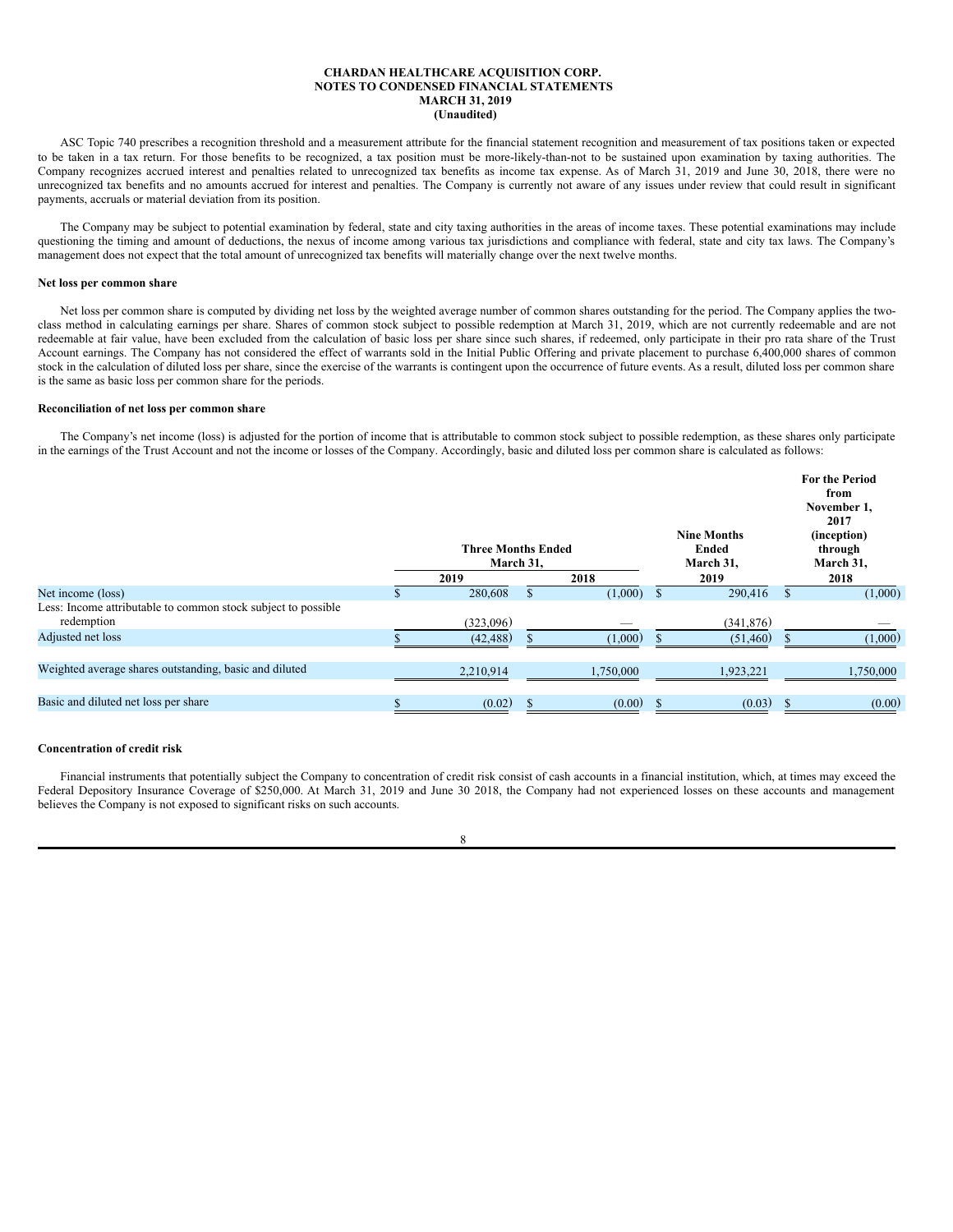**CHARDAN HEALTHCARE ACQUISITION CORP.**
**NOTES TO CONDENSED FINANCIAL STATEMENTS**
**MARCH 31, 2019**
**(Unaudited)**

ASC Topic 740 prescribes a recognition threshold and a measurement attribute for the financial statement recognition and measurement of tax positions taken or expected to be taken in a tax return. For those benefits to be recognized, a tax position must be more-likely-than-not to be sustained upon examination by taxing authorities. The Company recognizes accrued interest and penalties related to unrecognized tax benefits as income tax expense. As of March 31, 2019 and June 30, 2018, there were no unrecognized tax benefits and no amounts accrued for interest and penalties. The Company is currently not aware of any issues under review that could result in significant payments, accruals or material deviation from its position.

The Company may be subject to potential examination by federal, state and city taxing authorities in the areas of income taxes. These potential examinations may include questioning the timing and amount of deductions, the nexus of income among various tax jurisdictions and compliance with federal, state and city tax laws. The Company's management does not expect that the total amount of unrecognized tax benefits will materially change over the next twelve months.

**Net loss per common share**

Net loss per common share is computed by dividing net loss by the weighted average number of common shares outstanding for the period. The Company applies the two-class method in calculating earnings per share. Shares of common stock subject to possible redemption at March 31, 2019, which are not currently redeemable and are not redeemable at fair value, have been excluded from the calculation of basic loss per share since such shares, if redeemed, only participate in their pro rata share of the Trust Account earnings. The Company has not considered the effect of warrants sold in the Initial Public Offering and private placement to purchase 6,400,000 shares of common stock in the calculation of diluted loss per share, since the exercise of the warrants is contingent upon the occurrence of future events. As a result, diluted loss per common share is the same as basic loss per common share for the periods.

**Reconciliation of net loss per common share**

The Company's net income (loss) is adjusted for the portion of income that is attributable to common stock subject to possible redemption, as these shares only participate in the earnings of the Trust Account and not the income or losses of the Company. Accordingly, basic and diluted loss per common share is calculated as follows:

| | Three Months Ended March 31, 2019 | Three Months Ended March 31, 2018 | Nine Months Ended March 31, 2019 | For the Period from November 1, 2017 (inception) through March 31, 2018 |
|---|---|---|---|---|
| Net income (loss) | $ 280,608 | $ (1,000) | $ 290,416 | $ (1,000) |
| Less: Income attributable to common stock subject to possible redemption | (323,096) | — | (341,876) | — |
| Adjusted net loss | $ (42,488) | $ (1,000) | $ (51,460) | $ (1,000) |
| Weighted average shares outstanding, basic and diluted | 2,210,914 | 1,750,000 | 1,923,221 | 1,750,000 |
| Basic and diluted net loss per share | $ (0.02) | $ (0.00) | $ (0.03) | $ (0.00) |

**Concentration of credit risk**

Financial instruments that potentially subject the Company to concentration of credit risk consist of cash accounts in a financial institution, which, at times may exceed the Federal Depository Insurance Coverage of $250,000. At March 31, 2019 and June 30 2018, the Company had not experienced losses on these accounts and management believes the Company is not exposed to significant risks on such accounts.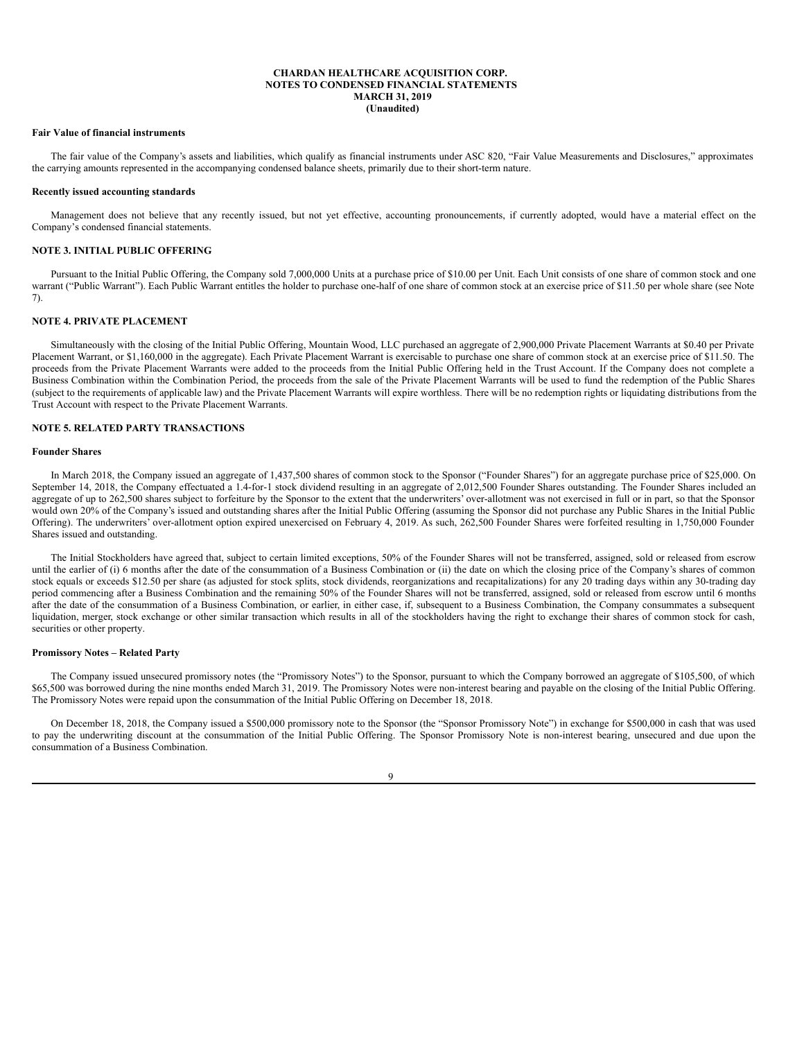#### Fair Value of financial instruments

The fair value of the Company's assets and liabilities, which qualify as financial instruments under ASC 820, "Fair Value Measurements and Disclosures," approximates the carrying amounts represented in the accompanying condensed balance sheets, primarily due to their short-term nature.

#### Recently issued accounting standards

Management does not believe that any recently issued, but not yet effective, accounting pronouncements, if currently adopted, would have a material effect on the Company's condensed financial statements.

### NOTE 3. INITIAL PUBLIC OFFERING

Pursuant to the Initial Public Offering, the Company sold 7,000,000 Units at a purchase price of $10.00 per Unit. Each Unit consists of one share of common stock and one warrant ("Public Warrant"). Each Public Warrant entitles the holder to purchase one-half of one share of common stock at an exercise price of $11.50 per whole share (see Note 7).

### NOTE 4. PRIVATE PLACEMENT

Simultaneously with the closing of the Initial Public Offering, Mountain Wood, LLC purchased an aggregate of 2,900,000 Private Placement Warrants at $0.40 per Private Placement Warrant, or $1,160,000 in the aggregate). Each Private Placement Warrant is exercisable to purchase one share of common stock at an exercise price of $11.50. The proceeds from the Private Placement Warrants were added to the proceeds from the Initial Public Offering held in the Trust Account. If the Company does not complete a Business Combination within the Combination Period, the proceeds from the sale of the Private Placement Warrants will be used to fund the redemption of the Public Shares (subject to the requirements of applicable law) and the Private Placement Warrants will expire worthless. There will be no redemption rights or liquidating distributions from the Trust Account with respect to the Private Placement Warrants.

### NOTE 5. RELATED PARTY TRANSACTIONS

#### Founder Shares

In March 2018, the Company issued an aggregate of 1,437,500 shares of common stock to the Sponsor ("Founder Shares") for an aggregate purchase price of $25,000. On September 14, 2018, the Company effectuated a 1.4-for-1 stock dividend resulting in an aggregate of 2,012,500 Founder Shares outstanding. The Founder Shares included an aggregate of up to 262,500 shares subject to forfeiture by the Sponsor to the extent that the underwriters' over-allotment was not exercised in full or in part, so that the Sponsor would own 20% of the Company's issued and outstanding shares after the Initial Public Offering (assuming the Sponsor did not purchase any Public Shares in the Initial Public Offering). The underwriters' over-allotment option expired unexercised on February 4, 2019. As such, 262,500 Founder Shares were forfeited resulting in 1,750,000 Founder Shares issued and outstanding.

The Initial Stockholders have agreed that, subject to certain limited exceptions, 50% of the Founder Shares will not be transferred, assigned, sold or released from escrow until the earlier of (i) 6 months after the date of the consummation of a Business Combination or (ii) the date on which the closing price of the Company's shares of common stock equals or exceeds $12.50 per share (as adjusted for stock splits, stock dividends, reorganizations and recapitalizations) for any 20 trading days within any 30-trading day period commencing after a Business Combination and the remaining 50% of the Founder Shares will not be transferred, assigned, sold or released from escrow until 6 months after the date of the consummation of a Business Combination, or earlier, in either case, if, subsequent to a Business Combination, the Company consummates a subsequent liquidation, merger, stock exchange or other similar transaction which results in all of the stockholders having the right to exchange their shares of common stock for cash, securities or other property.

#### Promissory Notes – Related Party

The Company issued unsecured promissory notes (the "Promissory Notes") to the Sponsor, pursuant to which the Company borrowed an aggregate of $105,500, of which $65,500 was borrowed during the nine months ended March 31, 2019. The Promissory Notes were non-interest bearing and payable on the closing of the Initial Public Offering. The Promissory Notes were repaid upon the consummation of the Initial Public Offering on December 18, 2018.

On December 18, 2018, the Company issued a $500,000 promissory note to the Sponsor (the "Sponsor Promissory Note") in exchange for $500,000 in cash that was used to pay the underwriting discount at the consummation of the Initial Public Offering. The Sponsor Promissory Note is non-interest bearing, unsecured and due upon the consummation of a Business Combination.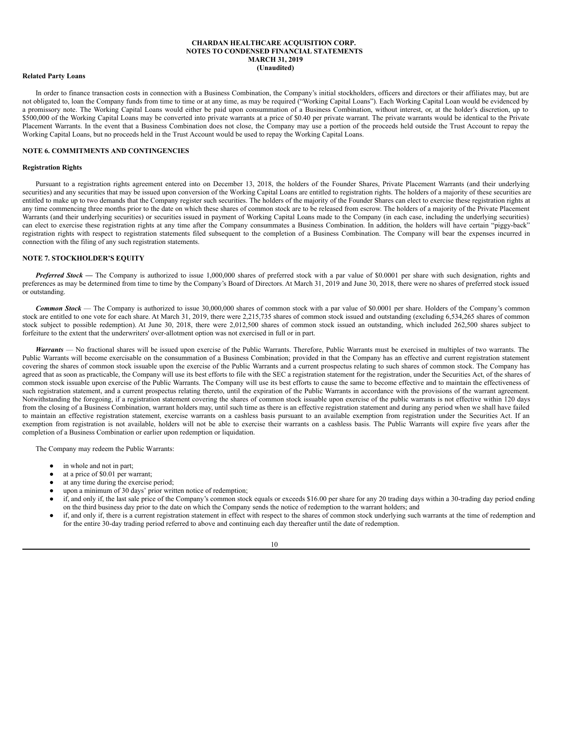**Related Party Loans**

In order to finance transaction costs in connection with a Business Combination, the Company's initial stockholders, officers and directors or their affiliates may, but are not obligated to, loan the Company funds from time to time or at any time, as may be required ("Working Capital Loans"). Each Working Capital Loan would be evidenced by a promissory note. The Working Capital Loans would either be paid upon consummation of a Business Combination, without interest, or, at the holder's discretion, up to $500,000 of the Working Capital Loans may be converted into private warrants at a price of $0.40 per private warrant. The private warrants would be identical to the Private Placement Warrants. In the event that a Business Combination does not close, the Company may use a portion of the proceeds held outside the Trust Account to repay the Working Capital Loans, but no proceeds held in the Trust Account would be used to repay the Working Capital Loans.

## NOTE 6. COMMITMENTS AND CONTINGENCIES

**Registration Rights**

Pursuant to a registration rights agreement entered into on December 13, 2018, the holders of the Founder Shares, Private Placement Warrants (and their underlying securities) and any securities that may be issued upon conversion of the Working Capital Loans are entitled to registration rights. The holders of a majority of these securities are entitled to make up to two demands that the Company register such securities. The holders of the majority of the Founder Shares can elect to exercise these registration rights at any time commencing three months prior to the date on which these shares of common stock are to be released from escrow. The holders of a majority of the Private Placement Warrants (and their underlying securities) or securities issued in payment of Working Capital Loans made to the Company (in each case, including the underlying securities) can elect to exercise these registration rights at any time after the Company consummates a Business Combination. In addition, the holders will have certain "piggy-back" registration rights with respect to registration statements filed subsequent to the completion of a Business Combination. The Company will bear the expenses incurred in connection with the filing of any such registration statements.

## NOTE 7. STOCKHOLDER'S EQUITY

***Preferred Stock —*** The Company is authorized to issue 1,000,000 shares of preferred stock with a par value of $0.0001 per share with such designation, rights and preferences as may be determined from time to time by the Company's Board of Directors. At March 31, 2019 and June 30, 2018, there were no shares of preferred stock issued or outstanding.

***Common Stock*** — The Company is authorized to issue 30,000,000 shares of common stock with a par value of $0.0001 per share. Holders of the Company's common stock are entitled to one vote for each share. At March 31, 2019, there were 2,215,735 shares of common stock issued and outstanding (excluding 6,534,265 shares of common stock subject to possible redemption). At June 30, 2018, there were 2,012,500 shares of common stock issued an outstanding, which included 262,500 shares subject to forfeiture to the extent that the underwriters' over-allotment option was not exercised in full or in part.

***Warrants*** — No fractional shares will be issued upon exercise of the Public Warrants. Therefore, Public Warrants must be exercised in multiples of two warrants. The Public Warrants will become exercisable on the consummation of a Business Combination; provided in that the Company has an effective and current registration statement covering the shares of common stock issuable upon the exercise of the Public Warrants and a current prospectus relating to such shares of common stock. The Company has agreed that as soon as practicable, the Company will use its best efforts to file with the SEC a registration statement for the registration, under the Securities Act, of the shares of common stock issuable upon exercise of the Public Warrants. The Company will use its best efforts to cause the same to become effective and to maintain the effectiveness of such registration statement, and a current prospectus relating thereto, until the expiration of the Public Warrants in accordance with the provisions of the warrant agreement. Notwithstanding the foregoing, if a registration statement covering the shares of common stock issuable upon exercise of the public warrants is not effective within 120 days from the closing of a Business Combination, warrant holders may, until such time as there is an effective registration statement and during any period when we shall have failed to maintain an effective registration statement, exercise warrants on a cashless basis pursuant to an available exemption from registration under the Securities Act. If an exemption from registration is not available, holders will not be able to exercise their warrants on a cashless basis. The Public Warrants will expire five years after the completion of a Business Combination or earlier upon redemption or liquidation.

The Company may redeem the Public Warrants:

- in whole and not in part;
- at a price of $0.01 per warrant;
- at any time during the exercise period;
- upon a minimum of 30 days' prior written notice of redemption;
- if, and only if, the last sale price of the Company's common stock equals or exceeds $16.00 per share for any 20 trading days within a 30-trading day period ending on the third business day prior to the date on which the Company sends the notice of redemption to the warrant holders; and
- if, and only if, there is a current registration statement in effect with respect to the shares of common stock underlying such warrants at the time of redemption and for the entire 30-day trading period referred to above and continuing each day thereafter until the date of redemption.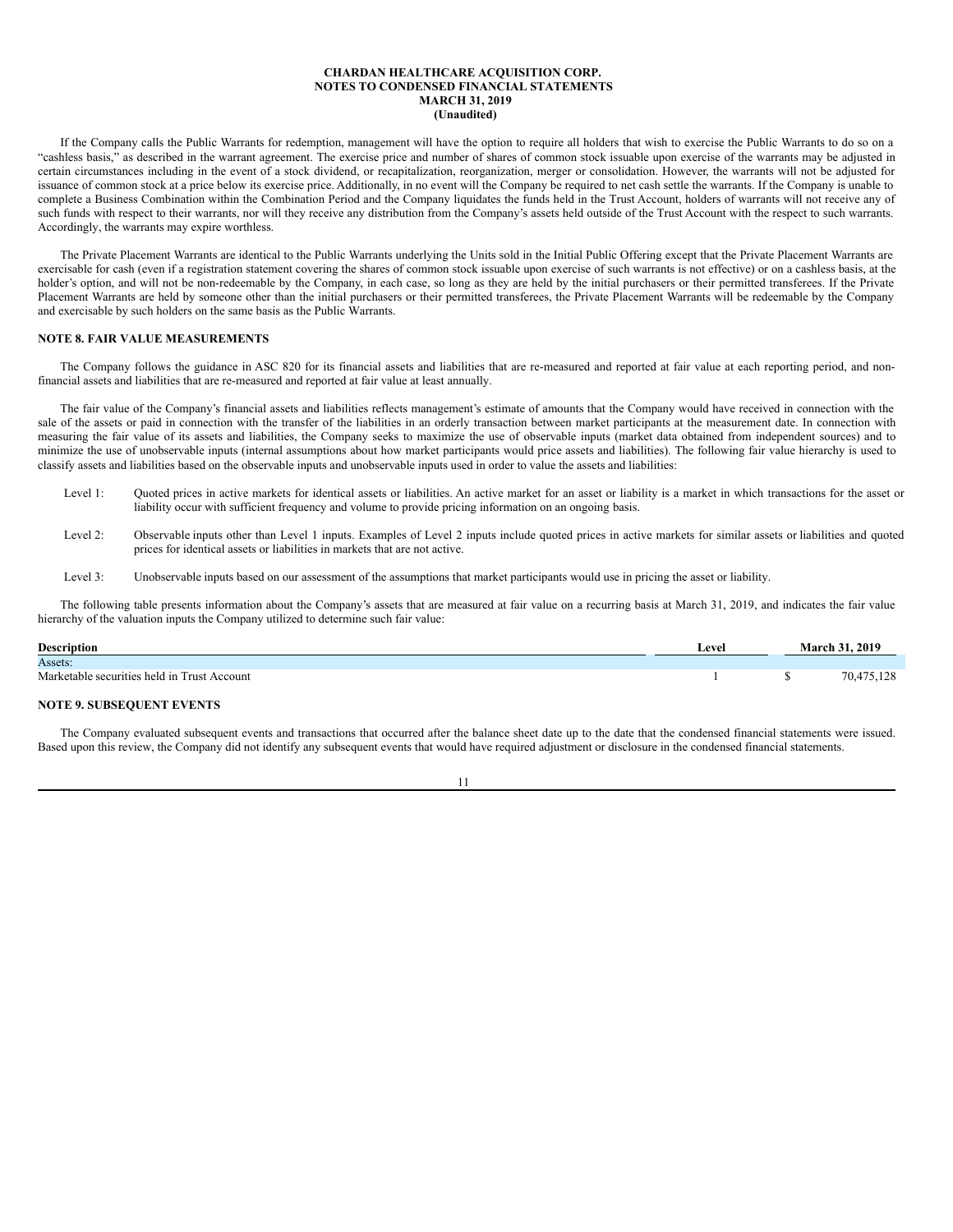If the Company calls the Public Warrants for redemption, management will have the option to require all holders that wish to exercise the Public Warrants to do so on a "cashless basis," as described in the warrant agreement. The exercise price and number of shares of common stock issuable upon exercise of the warrants may be adjusted in certain circumstances including in the event of a stock dividend, or recapitalization, reorganization, merger or consolidation. However, the warrants will not be adjusted for issuance of common stock at a price below its exercise price. Additionally, in no event will the Company be required to net cash settle the warrants. If the Company is unable to complete a Business Combination within the Combination Period and the Company liquidates the funds held in the Trust Account, holders of warrants will not receive any of such funds with respect to their warrants, nor will they receive any distribution from the Company's assets held outside of the Trust Account with the respect to such warrants. Accordingly, the warrants may expire worthless.

The Private Placement Warrants are identical to the Public Warrants underlying the Units sold in the Initial Public Offering except that the Private Placement Warrants are exercisable for cash (even if a registration statement covering the shares of common stock issuable upon exercise of such warrants is not effective) or on a cashless basis, at the holder's option, and will not be non-redeemable by the Company, in each case, so long as they are held by the initial purchasers or their permitted transferees. If the Private Placement Warrants are held by someone other than the initial purchasers or their permitted transferees, the Private Placement Warrants will be redeemable by the Company and exercisable by such holders on the same basis as the Public Warrants.

## NOTE 8. FAIR VALUE MEASUREMENTS

The Company follows the guidance in ASC 820 for its financial assets and liabilities that are re-measured and reported at fair value at each reporting period, and non-financial assets and liabilities that are re-measured and reported at fair value at least annually.

The fair value of the Company's financial assets and liabilities reflects management's estimate of amounts that the Company would have received in connection with the sale of the assets or paid in connection with the transfer of the liabilities in an orderly transaction between market participants at the measurement date. In connection with measuring the fair value of its assets and liabilities, the Company seeks to maximize the use of observable inputs (market data obtained from independent sources) and to minimize the use of unobservable inputs (internal assumptions about how market participants would price assets and liabilities). The following fair value hierarchy is used to classify assets and liabilities based on the observable inputs and unobservable inputs used in order to value the assets and liabilities:

- Level 1: Quoted prices in active markets for identical assets or liabilities. An active market for an asset or liability is a market in which transactions for the asset or liability occur with sufficient frequency and volume to provide pricing information on an ongoing basis.
- Level 2: Observable inputs other than Level 1 inputs. Examples of Level 2 inputs include quoted prices in active markets for similar assets or liabilities and quoted prices for identical assets or liabilities in markets that are not active.
- Level 3: Unobservable inputs based on our assessment of the assumptions that market participants would use in pricing the asset or liability.

The following table presents information about the Company's assets that are measured at fair value on a recurring basis at March 31, 2019, and indicates the fair value hierarchy of the valuation inputs the Company utilized to determine such fair value:

| Description | Level | March 31, 2019 |
|---|---|---|
| Assets: | | |
| Marketable securities held in Trust Account | 1 | $ 70,475,128 |

## NOTE 9. SUBSEQUENT EVENTS

The Company evaluated subsequent events and transactions that occurred after the balance sheet date up to the date that the condensed financial statements were issued. Based upon this review, the Company did not identify any subsequent events that would have required adjustment or disclosure in the condensed financial statements.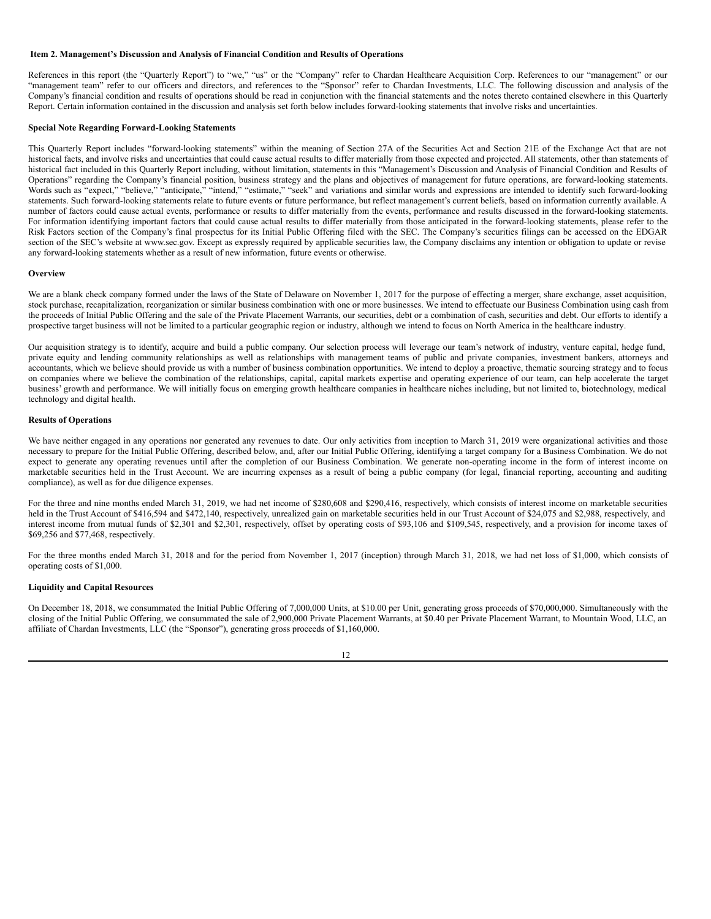## Item 2. Management's Discussion and Analysis of Financial Condition and Results of Operations

References in this report (the "Quarterly Report") to "we," "us" or the "Company" refer to Chardan Healthcare Acquisition Corp. References to our "management" or our "management team" refer to our officers and directors, and references to the "Sponsor" refer to Chardan Investments, LLC. The following discussion and analysis of the Company's financial condition and results of operations should be read in conjunction with the financial statements and the notes thereto contained elsewhere in this Quarterly Report. Certain information contained in the discussion and analysis set forth below includes forward-looking statements that involve risks and uncertainties.

### Special Note Regarding Forward-Looking Statements

This Quarterly Report includes "forward-looking statements" within the meaning of Section 27A of the Securities Act and Section 21E of the Exchange Act that are not historical facts, and involve risks and uncertainties that could cause actual results to differ materially from those expected and projected. All statements, other than statements of historical fact included in this Quarterly Report including, without limitation, statements in this "Management's Discussion and Analysis of Financial Condition and Results of Operations" regarding the Company's financial position, business strategy and the plans and objectives of management for future operations, are forward-looking statements. Words such as "expect," "believe," "anticipate," "intend," "estimate," "seek" and variations and similar words and expressions are intended to identify such forward-looking statements. Such forward-looking statements relate to future events or future performance, but reflect management's current beliefs, based on information currently available. A number of factors could cause actual events, performance or results to differ materially from the events, performance and results discussed in the forward-looking statements. For information identifying important factors that could cause actual results to differ materially from those anticipated in the forward-looking statements, please refer to the Risk Factors section of the Company's final prospectus for its Initial Public Offering filed with the SEC. The Company's securities filings can be accessed on the EDGAR section of the SEC's website at www.sec.gov. Except as expressly required by applicable securities law, the Company disclaims any intention or obligation to update or revise any forward-looking statements whether as a result of new information, future events or otherwise.

### Overview

We are a blank check company formed under the laws of the State of Delaware on November 1, 2017 for the purpose of effecting a merger, share exchange, asset acquisition, stock purchase, recapitalization, reorganization or similar business combination with one or more businesses. We intend to effectuate our Business Combination using cash from the proceeds of Initial Public Offering and the sale of the Private Placement Warrants, our securities, debt or a combination of cash, securities and debt. Our efforts to identify a prospective target business will not be limited to a particular geographic region or industry, although we intend to focus on North America in the healthcare industry.

Our acquisition strategy is to identify, acquire and build a public company. Our selection process will leverage our team's network of industry, venture capital, hedge fund, private equity and lending community relationships as well as relationships with management teams of public and private companies, investment bankers, attorneys and accountants, which we believe should provide us with a number of business combination opportunities. We intend to deploy a proactive, thematic sourcing strategy and to focus on companies where we believe the combination of the relationships, capital, capital markets expertise and operating experience of our team, can help accelerate the target business' growth and performance. We will initially focus on emerging growth healthcare companies in healthcare niches including, but not limited to, biotechnology, medical technology and digital health.

### Results of Operations

We have neither engaged in any operations nor generated any revenues to date. Our only activities from inception to March 31, 2019 were organizational activities and those necessary to prepare for the Initial Public Offering, described below, and, after our Initial Public Offering, identifying a target company for a Business Combination. We do not expect to generate any operating revenues until after the completion of our Business Combination. We generate non-operating income in the form of interest income on marketable securities held in the Trust Account. We are incurring expenses as a result of being a public company (for legal, financial reporting, accounting and auditing compliance), as well as for due diligence expenses.

For the three and nine months ended March 31, 2019, we had net income of $280,608 and $290,416, respectively, which consists of interest income on marketable securities held in the Trust Account of $416,594 and $472,140, respectively, unrealized gain on marketable securities held in our Trust Account of $24,075 and $2,988, respectively, and interest income from mutual funds of $2,301 and $2,301, respectively, offset by operating costs of $93,106 and $109,545, respectively, and a provision for income taxes of $69,256 and $77,468, respectively.

For the three months ended March 31, 2018 and for the period from November 1, 2017 (inception) through March 31, 2018, we had net loss of $1,000, which consists of operating costs of $1,000.

### Liquidity and Capital Resources

On December 18, 2018, we consummated the Initial Public Offering of 7,000,000 Units, at $10.00 per Unit, generating gross proceeds of $70,000,000. Simultaneously with the closing of the Initial Public Offering, we consummated the sale of 2,900,000 Private Placement Warrants, at $0.40 per Private Placement Warrant, to Mountain Wood, LLC, an affiliate of Chardan Investments, LLC (the "Sponsor"), generating gross proceeds of $1,160,000.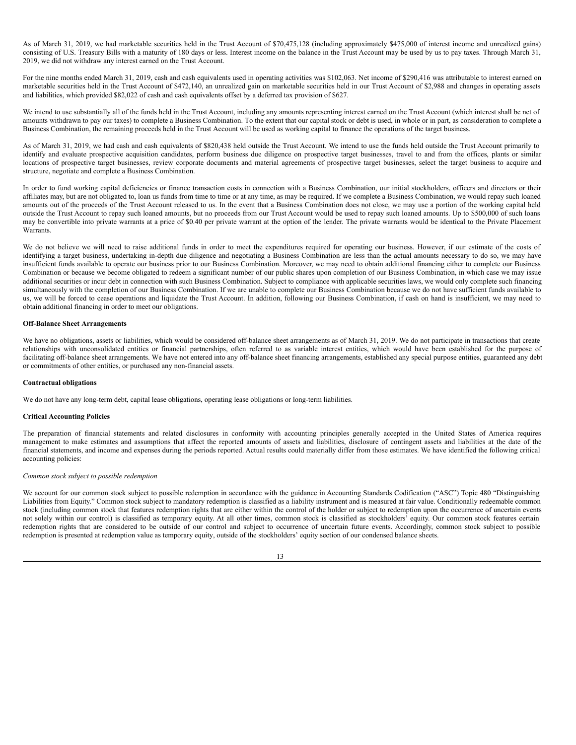As of March 31, 2019, we had marketable securities held in the Trust Account of $70,475,128 (including approximately $475,000 of interest income and unrealized gains) consisting of U.S. Treasury Bills with a maturity of 180 days or less. Interest income on the balance in the Trust Account may be used by us to pay taxes. Through March 31, 2019, we did not withdraw any interest earned on the Trust Account.

For the nine months ended March 31, 2019, cash and cash equivalents used in operating activities was $102,063. Net income of $290,416 was attributable to interest earned on marketable securities held in the Trust Account of $472,140, an unrealized gain on marketable securities held in our Trust Account of $2,988 and changes in operating assets and liabilities, which provided $82,022 of cash and cash equivalents offset by a deferred tax provision of $627.

We intend to use substantially all of the funds held in the Trust Account, including any amounts representing interest earned on the Trust Account (which interest shall be net of amounts withdrawn to pay our taxes) to complete a Business Combination. To the extent that our capital stock or debt is used, in whole or in part, as consideration to complete a Business Combination, the remaining proceeds held in the Trust Account will be used as working capital to finance the operations of the target business.

As of March 31, 2019, we had cash and cash equivalents of $820,438 held outside the Trust Account. We intend to use the funds held outside the Trust Account primarily to identify and evaluate prospective acquisition candidates, perform business due diligence on prospective target businesses, travel to and from the offices, plants or similar locations of prospective target businesses, review corporate documents and material agreements of prospective target businesses, select the target business to acquire and structure, negotiate and complete a Business Combination.

In order to fund working capital deficiencies or finance transaction costs in connection with a Business Combination, our initial stockholders, officers and directors or their affiliates may, but are not obligated to, loan us funds from time to time or at any time, as may be required. If we complete a Business Combination, we would repay such loaned amounts out of the proceeds of the Trust Account released to us. In the event that a Business Combination does not close, we may use a portion of the working capital held outside the Trust Account to repay such loaned amounts, but no proceeds from our Trust Account would be used to repay such loaned amounts. Up to $500,000 of such loans may be convertible into private warrants at a price of $0.40 per private warrant at the option of the lender. The private warrants would be identical to the Private Placement Warrants.

We do not believe we will need to raise additional funds in order to meet the expenditures required for operating our business. However, if our estimate of the costs of identifying a target business, undertaking in-depth due diligence and negotiating a Business Combination are less than the actual amounts necessary to do so, we may have insufficient funds available to operate our business prior to our Business Combination. Moreover, we may need to obtain additional financing either to complete our Business Combination or because we become obligated to redeem a significant number of our public shares upon completion of our Business Combination, in which case we may issue additional securities or incur debt in connection with such Business Combination. Subject to compliance with applicable securities laws, we would only complete such financing simultaneously with the completion of our Business Combination. If we are unable to complete our Business Combination because we do not have sufficient funds available to us, we will be forced to cease operations and liquidate the Trust Account. In addition, following our Business Combination, if cash on hand is insufficient, we may need to obtain additional financing in order to meet our obligations.

**Off-Balance Sheet Arrangements**

We have no obligations, assets or liabilities, which would be considered off-balance sheet arrangements as of March 31, 2019. We do not participate in transactions that create relationships with unconsolidated entities or financial partnerships, often referred to as variable interest entities, which would have been established for the purpose of facilitating off-balance sheet arrangements. We have not entered into any off-balance sheet financing arrangements, established any special purpose entities, guaranteed any debt or commitments of other entities, or purchased any non-financial assets.

**Contractual obligations**

We do not have any long-term debt, capital lease obligations, operating lease obligations or long-term liabilities.

**Critical Accounting Policies**

The preparation of financial statements and related disclosures in conformity with accounting principles generally accepted in the United States of America requires management to make estimates and assumptions that affect the reported amounts of assets and liabilities, disclosure of contingent assets and liabilities at the date of the financial statements, and income and expenses during the periods reported. Actual results could materially differ from those estimates. We have identified the following critical accounting policies:

*Common stock subject to possible redemption*

We account for our common stock subject to possible redemption in accordance with the guidance in Accounting Standards Codification ("ASC") Topic 480 "Distinguishing Liabilities from Equity." Common stock subject to mandatory redemption is classified as a liability instrument and is measured at fair value. Conditionally redeemable common stock (including common stock that features redemption rights that are either within the control of the holder or subject to redemption upon the occurrence of uncertain events not solely within our control) is classified as temporary equity. At all other times, common stock is classified as stockholders' equity. Our common stock features certain redemption rights that are considered to be outside of our control and subject to occurrence of uncertain future events. Accordingly, common stock subject to possible redemption is presented at redemption value as temporary equity, outside of the stockholders' equity section of our condensed balance sheets.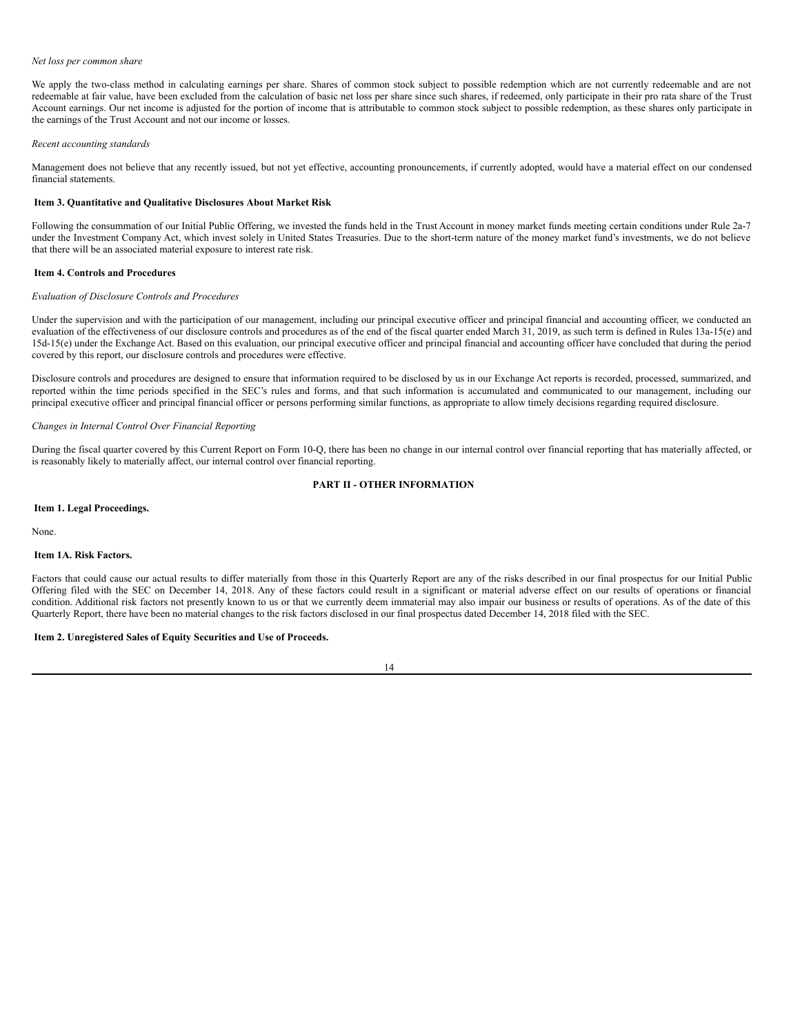*Net loss per common share*

We apply the two-class method in calculating earnings per share. Shares of common stock subject to possible redemption which are not currently redeemable and are not redeemable at fair value, have been excluded from the calculation of basic net loss per share since such shares, if redeemed, only participate in their pro rata share of the Trust Account earnings. Our net income is adjusted for the portion of income that is attributable to common stock subject to possible redemption, as these shares only participate in the earnings of the Trust Account and not our income or losses.

*Recent accounting standards*

Management does not believe that any recently issued, but not yet effective, accounting pronouncements, if currently adopted, would have a material effect on our condensed financial statements.

### Item 3. Quantitative and Qualitative Disclosures About Market Risk

Following the consummation of our Initial Public Offering, we invested the funds held in the Trust Account in money market funds meeting certain conditions under Rule 2a-7 under the Investment Company Act, which invest solely in United States Treasuries. Due to the short-term nature of the money market fund's investments, we do not believe that there will be an associated material exposure to interest rate risk.

### Item 4. Controls and Procedures

*Evaluation of Disclosure Controls and Procedures*

Under the supervision and with the participation of our management, including our principal executive officer and principal financial and accounting officer, we conducted an evaluation of the effectiveness of our disclosure controls and procedures as of the end of the fiscal quarter ended March 31, 2019, as such term is defined in Rules 13a-15(e) and 15d-15(e) under the Exchange Act. Based on this evaluation, our principal executive officer and principal financial and accounting officer have concluded that during the period covered by this report, our disclosure controls and procedures were effective.

Disclosure controls and procedures are designed to ensure that information required to be disclosed by us in our Exchange Act reports is recorded, processed, summarized, and reported within the time periods specified in the SEC's rules and forms, and that such information is accumulated and communicated to our management, including our principal executive officer and principal financial officer or persons performing similar functions, as appropriate to allow timely decisions regarding required disclosure.

*Changes in Internal Control Over Financial Reporting*

During the fiscal quarter covered by this Current Report on Form 10-Q, there has been no change in our internal control over financial reporting that has materially affected, or is reasonably likely to materially affect, our internal control over financial reporting.

## PART II - OTHER INFORMATION

### Item 1. Legal Proceedings.

None.

### Item 1A. Risk Factors.

Factors that could cause our actual results to differ materially from those in this Quarterly Report are any of the risks described in our final prospectus for our Initial Public Offering filed with the SEC on December 14, 2018. Any of these factors could result in a significant or material adverse effect on our results of operations or financial condition. Additional risk factors not presently known to us or that we currently deem immaterial may also impair our business or results of operations. As of the date of this Quarterly Report, there have been no material changes to the risk factors disclosed in our final prospectus dated December 14, 2018 filed with the SEC.

### Item 2. Unregistered Sales of Equity Securities and Use of Proceeds.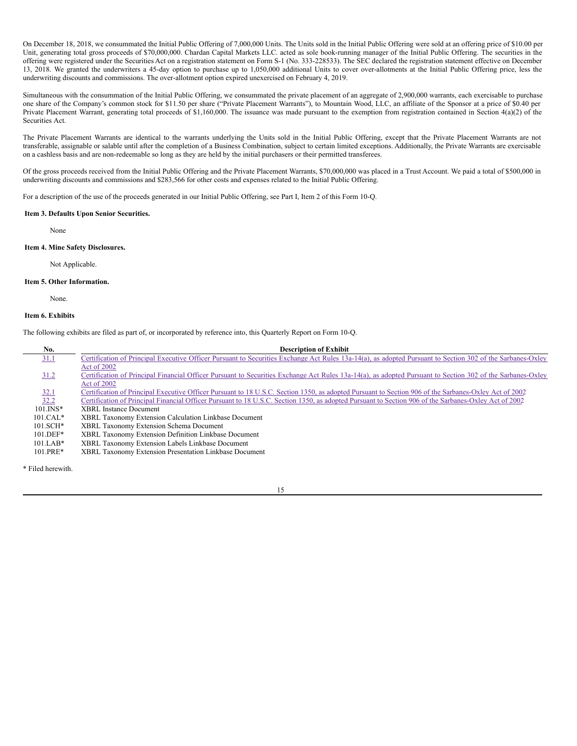On December 18, 2018, we consummated the Initial Public Offering of 7,000,000 Units. The Units sold in the Initial Public Offering were sold at an offering price of $10.00 per Unit, generating total gross proceeds of $70,000,000. Chardan Capital Markets LLC. acted as sole book-running manager of the Initial Public Offering. The securities in the offering were registered under the Securities Act on a registration statement on Form S-1 (No. 333-228533). The SEC declared the registration statement effective on December 13, 2018. We granted the underwriters a 45-day option to purchase up to 1,050,000 additional Units to cover over-allotments at the Initial Public Offering price, less the underwriting discounts and commissions. The over-allotment option expired unexercised on February 4, 2019.

Simultaneous with the consummation of the Initial Public Offering, we consummated the private placement of an aggregate of 2,900,000 warrants, each exercisable to purchase one share of the Company's common stock for $11.50 per share ("Private Placement Warrants"), to Mountain Wood, LLC, an affiliate of the Sponsor at a price of $0.40 per Private Placement Warrant, generating total proceeds of $1,160,000. The issuance was made pursuant to the exemption from registration contained in Section 4(a)(2) of the Securities Act.

The Private Placement Warrants are identical to the warrants underlying the Units sold in the Initial Public Offering, except that the Private Placement Warrants are not transferable, assignable or salable until after the completion of a Business Combination, subject to certain limited exceptions. Additionally, the Private Warrants are exercisable on a cashless basis and are non-redeemable so long as they are held by the initial purchasers or their permitted transferees.

Of the gross proceeds received from the Initial Public Offering and the Private Placement Warrants, $70,000,000 was placed in a Trust Account. We paid a total of $500,000 in underwriting discounts and commissions and $283,566 for other costs and expenses related to the Initial Public Offering.

For a description of the use of the proceeds generated in our Initial Public Offering, see Part I, Item 2 of this Form 10-Q.

### Item 3. Defaults Upon Senior Securities.

None

### Item 4. Mine Safety Disclosures.

Not Applicable.

### Item 5. Other Information.

None.

### Item 6. Exhibits

The following exhibits are filed as part of, or incorporated by reference into, this Quarterly Report on Form 10-Q.

| No. | Description of Exhibit |
|---|---|
| 31.1 | Certification of Principal Executive Officer Pursuant to Securities Exchange Act Rules 13a-14(a), as adopted Pursuant to Section 302 of the Sarbanes-Oxley Act of 2002 |
| 31.2 | Certification of Principal Financial Officer Pursuant to Securities Exchange Act Rules 13a-14(a), as adopted Pursuant to Section 302 of the Sarbanes-Oxley Act of 2002 |
| 32.1 | Certification of Principal Executive Officer Pursuant to 18 U.S.C. Section 1350, as adopted Pursuant to Section 906 of the Sarbanes-Oxley Act of 2002 |
| 32.2 | Certification of Principal Financial Officer Pursuant to 18 U.S.C. Section 1350, as adopted Pursuant to Section 906 of the Sarbanes-Oxley Act of 2002 |
| 101.INS* | XBRL Instance Document |
| 101.CAL* | XBRL Taxonomy Extension Calculation Linkbase Document |
| 101.SCH* | XBRL Taxonomy Extension Schema Document |
| 101.DEF* | XBRL Taxonomy Extension Definition Linkbase Document |
| 101.LAB* | XBRL Taxonomy Extension Labels Linkbase Document |
| 101.PRE* | XBRL Taxonomy Extension Presentation Linkbase Document |

* Filed herewith.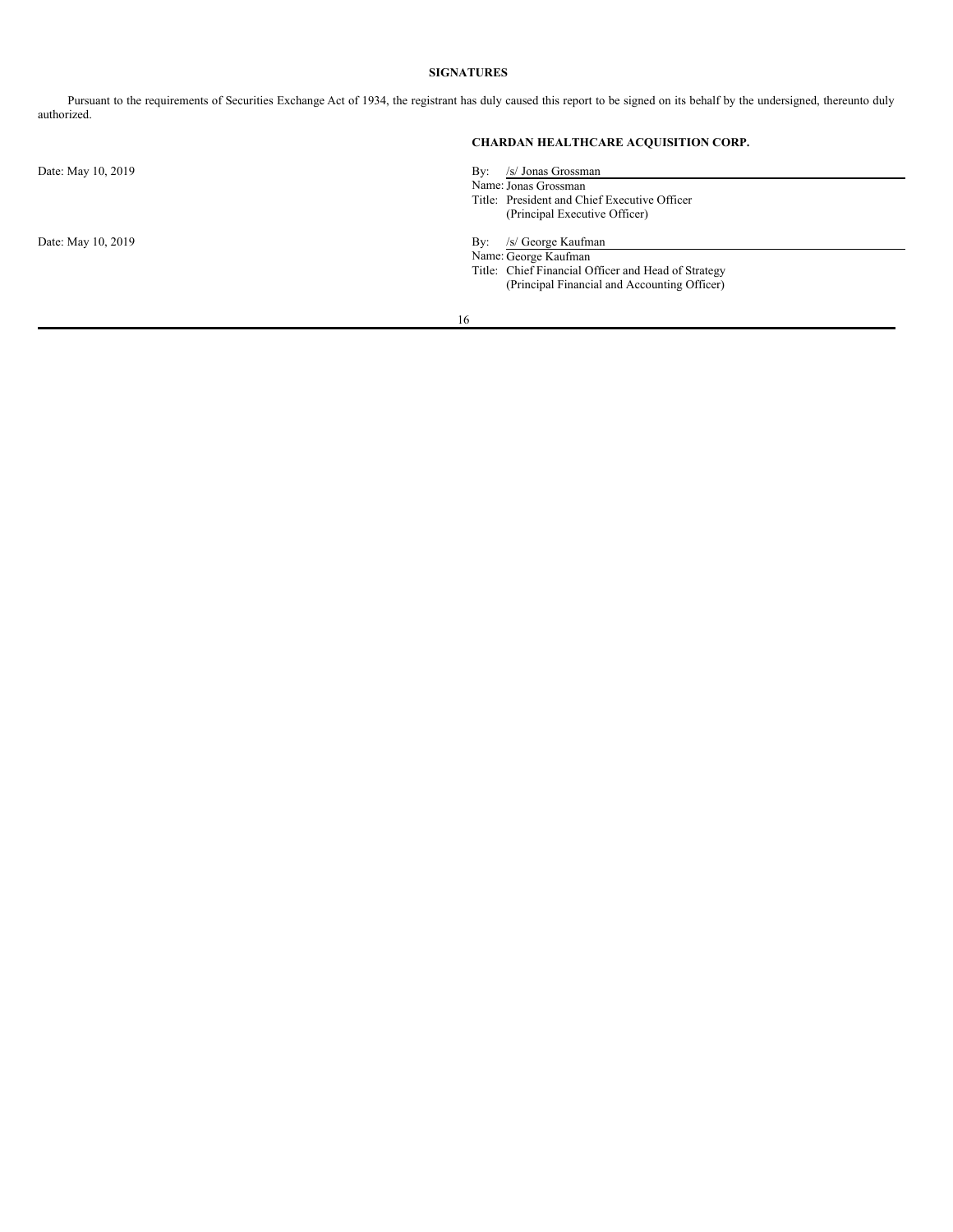**SIGNATURES**

Pursuant to the requirements of Securities Exchange Act of 1934, the registrant has duly caused this report to be signed on its behalf by the undersigned, thereunto duly authorized.

**CHARDAN HEALTHCARE ACQUISITION CORP.**

Date: May 10, 2019

By: /s/ Jonas Grossman
Name: Jonas Grossman
Title: President and Chief Executive Officer
(Principal Executive Officer)

Date: May 10, 2019

By: /s/ George Kaufman
Name: George Kaufman
Title: Chief Financial Officer and Head of Strategy
(Principal Financial and Accounting Officer)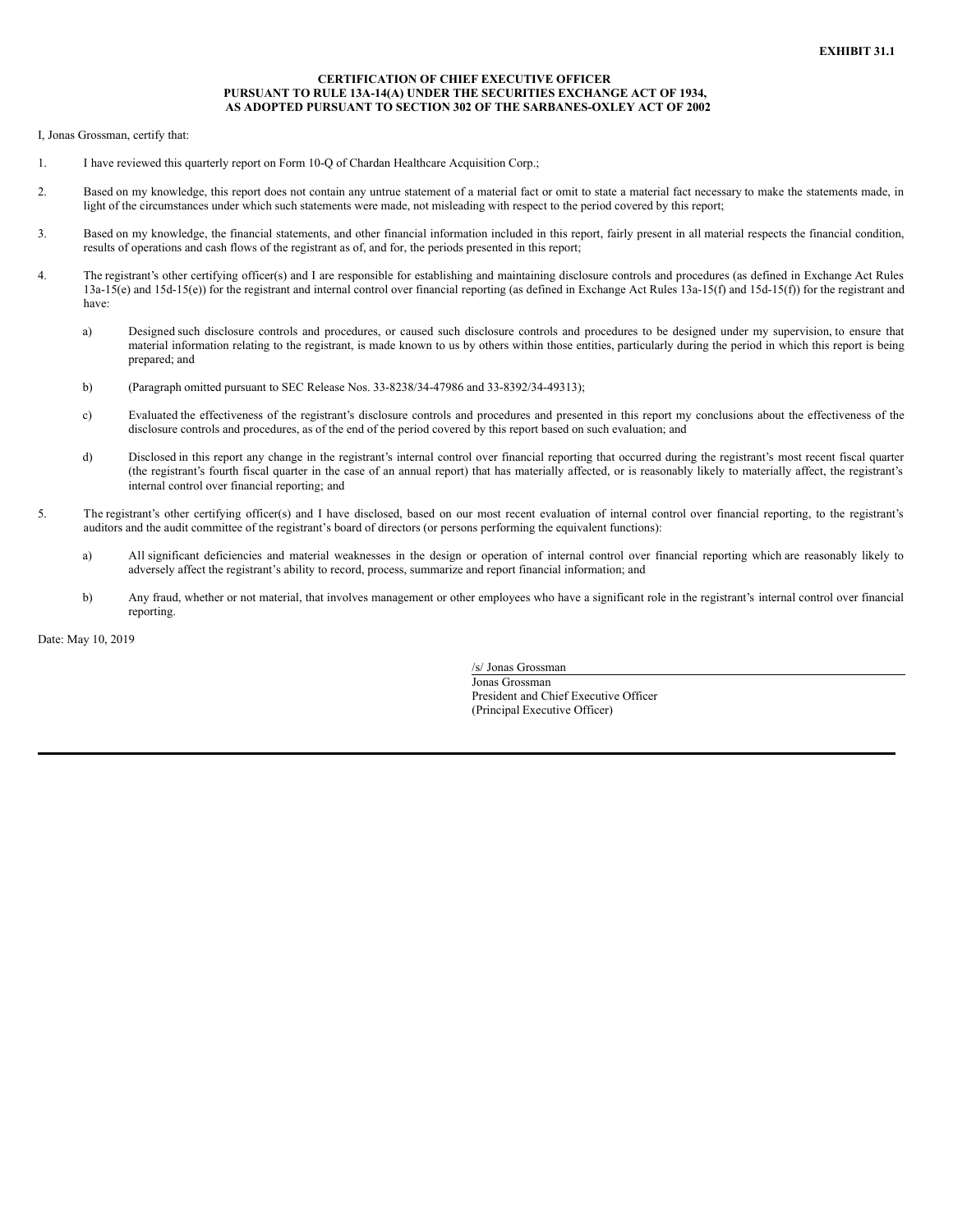**EXHIBIT 31.1**

**CERTIFICATION OF CHIEF EXECUTIVE OFFICER
PURSUANT TO RULE 13A-14(A) UNDER THE SECURITIES EXCHANGE ACT OF 1934,
AS ADOPTED PURSUANT TO SECTION 302 OF THE SARBANES-OXLEY ACT OF 2002**

I, Jonas Grossman, certify that:

1. I have reviewed this quarterly report on Form 10-Q of Chardan Healthcare Acquisition Corp.;

2. Based on my knowledge, this report does not contain any untrue statement of a material fact or omit to state a material fact necessary to make the statements made, in light of the circumstances under which such statements were made, not misleading with respect to the period covered by this report;

3. Based on my knowledge, the financial statements, and other financial information included in this report, fairly present in all material respects the financial condition, results of operations and cash flows of the registrant as of, and for, the periods presented in this report;

4. The registrant's other certifying officer(s) and I are responsible for establishing and maintaining disclosure controls and procedures (as defined in Exchange Act Rules 13a-15(e) and 15d-15(e)) for the registrant and internal control over financial reporting (as defined in Exchange Act Rules 13a-15(f) and 15d-15(f)) for the registrant and have:

   a) Designed such disclosure controls and procedures, or caused such disclosure controls and procedures to be designed under my supervision, to ensure that material information relating to the registrant, is made known to us by others within those entities, particularly during the period in which this report is being prepared; and

   b) (Paragraph omitted pursuant to SEC Release Nos. 33-8238/34-47986 and 33-8392/34-49313);

   c) Evaluated the effectiveness of the registrant's disclosure controls and procedures and presented in this report my conclusions about the effectiveness of the disclosure controls and procedures, as of the end of the period covered by this report based on such evaluation; and

   d) Disclosed in this report any change in the registrant's internal control over financial reporting that occurred during the registrant's most recent fiscal quarter (the registrant's fourth fiscal quarter in the case of an annual report) that has materially affected, or is reasonably likely to materially affect, the registrant's internal control over financial reporting; and

5. The registrant's other certifying officer(s) and I have disclosed, based on our most recent evaluation of internal control over financial reporting, to the registrant's auditors and the audit committee of the registrant's board of directors (or persons performing the equivalent functions):

   a) All significant deficiencies and material weaknesses in the design or operation of internal control over financial reporting which are reasonably likely to adversely affect the registrant's ability to record, process, summarize and report financial information; and

   b) Any fraud, whether or not material, that involves management or other employees who have a significant role in the registrant's internal control over financial reporting.

Date: May 10, 2019

/s/ Jonas Grossman
Jonas Grossman
President and Chief Executive Officer
(Principal Executive Officer)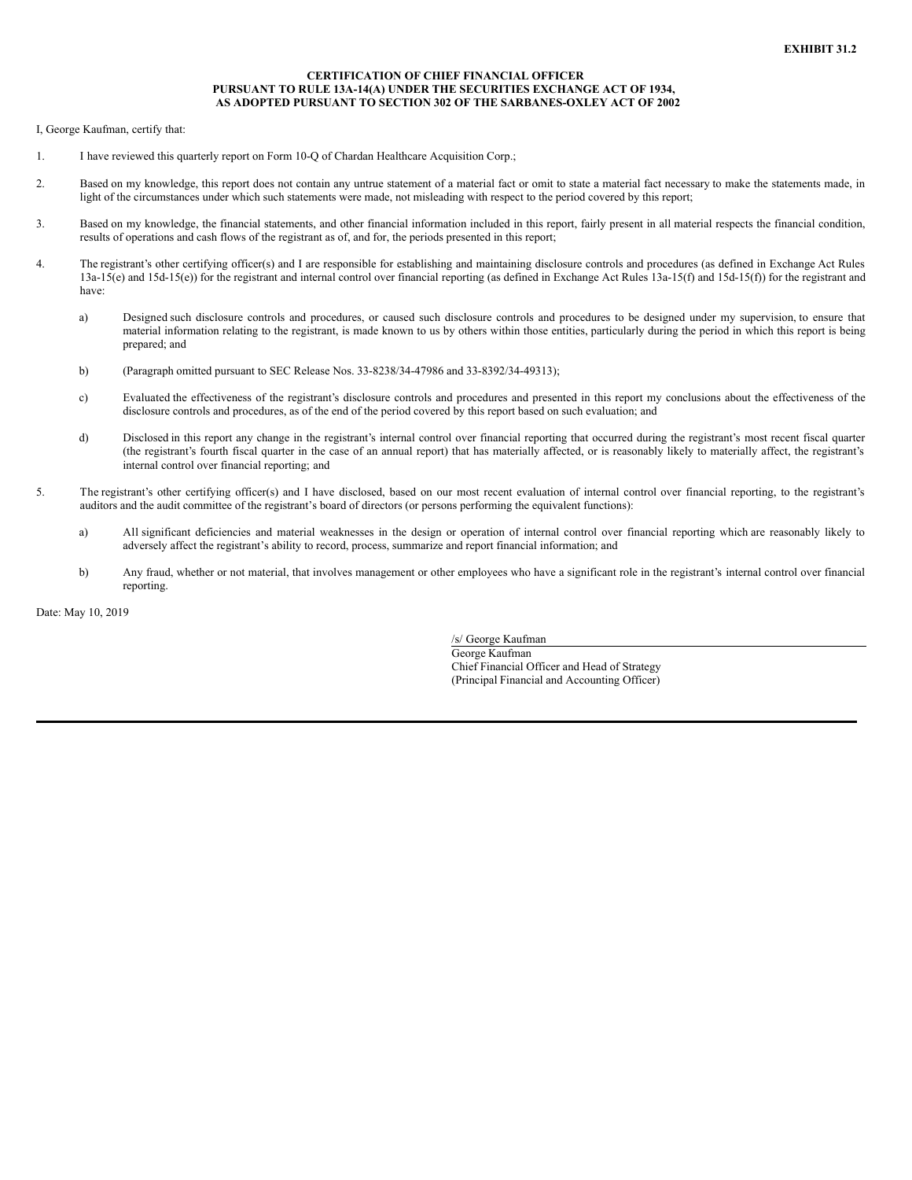**EXHIBIT 31.2**

**CERTIFICATION OF CHIEF FINANCIAL OFFICER
PURSUANT TO RULE 13A-14(A) UNDER THE SECURITIES EXCHANGE ACT OF 1934,
AS ADOPTED PURSUANT TO SECTION 302 OF THE SARBANES-OXLEY ACT OF 2002**

I, George Kaufman, certify that:

1. I have reviewed this quarterly report on Form 10-Q of Chardan Healthcare Acquisition Corp.;

2. Based on my knowledge, this report does not contain any untrue statement of a material fact or omit to state a material fact necessary to make the statements made, in light of the circumstances under which such statements were made, not misleading with respect to the period covered by this report;

3. Based on my knowledge, the financial statements, and other financial information included in this report, fairly present in all material respects the financial condition, results of operations and cash flows of the registrant as of, and for, the periods presented in this report;

4. The registrant's other certifying officer(s) and I are responsible for establishing and maintaining disclosure controls and procedures (as defined in Exchange Act Rules 13a-15(e) and 15d-15(e)) for the registrant and internal control over financial reporting (as defined in Exchange Act Rules 13a-15(f) and 15d-15(f)) for the registrant and have:

   a) Designed such disclosure controls and procedures, or caused such disclosure controls and procedures to be designed under my supervision, to ensure that material information relating to the registrant, is made known to us by others within those entities, particularly during the period in which this report is being prepared; and

   b) (Paragraph omitted pursuant to SEC Release Nos. 33-8238/34-47986 and 33-8392/34-49313);

   c) Evaluated the effectiveness of the registrant's disclosure controls and procedures and presented in this report my conclusions about the effectiveness of the disclosure controls and procedures, as of the end of the period covered by this report based on such evaluation; and

   d) Disclosed in this report any change in the registrant's internal control over financial reporting that occurred during the registrant's most recent fiscal quarter (the registrant's fourth fiscal quarter in the case of an annual report) that has materially affected, or is reasonably likely to materially affect, the registrant's internal control over financial reporting; and

5. The registrant's other certifying officer(s) and I have disclosed, based on our most recent evaluation of internal control over financial reporting, to the registrant's auditors and the audit committee of the registrant's board of directors (or persons performing the equivalent functions):

   a) All significant deficiencies and material weaknesses in the design or operation of internal control over financial reporting which are reasonably likely to adversely affect the registrant's ability to record, process, summarize and report financial information; and

   b) Any fraud, whether or not material, that involves management or other employees who have a significant role in the registrant's internal control over financial reporting.

Date: May 10, 2019

/s/ George Kaufman
George Kaufman
Chief Financial Officer and Head of Strategy
(Principal Financial and Accounting Officer)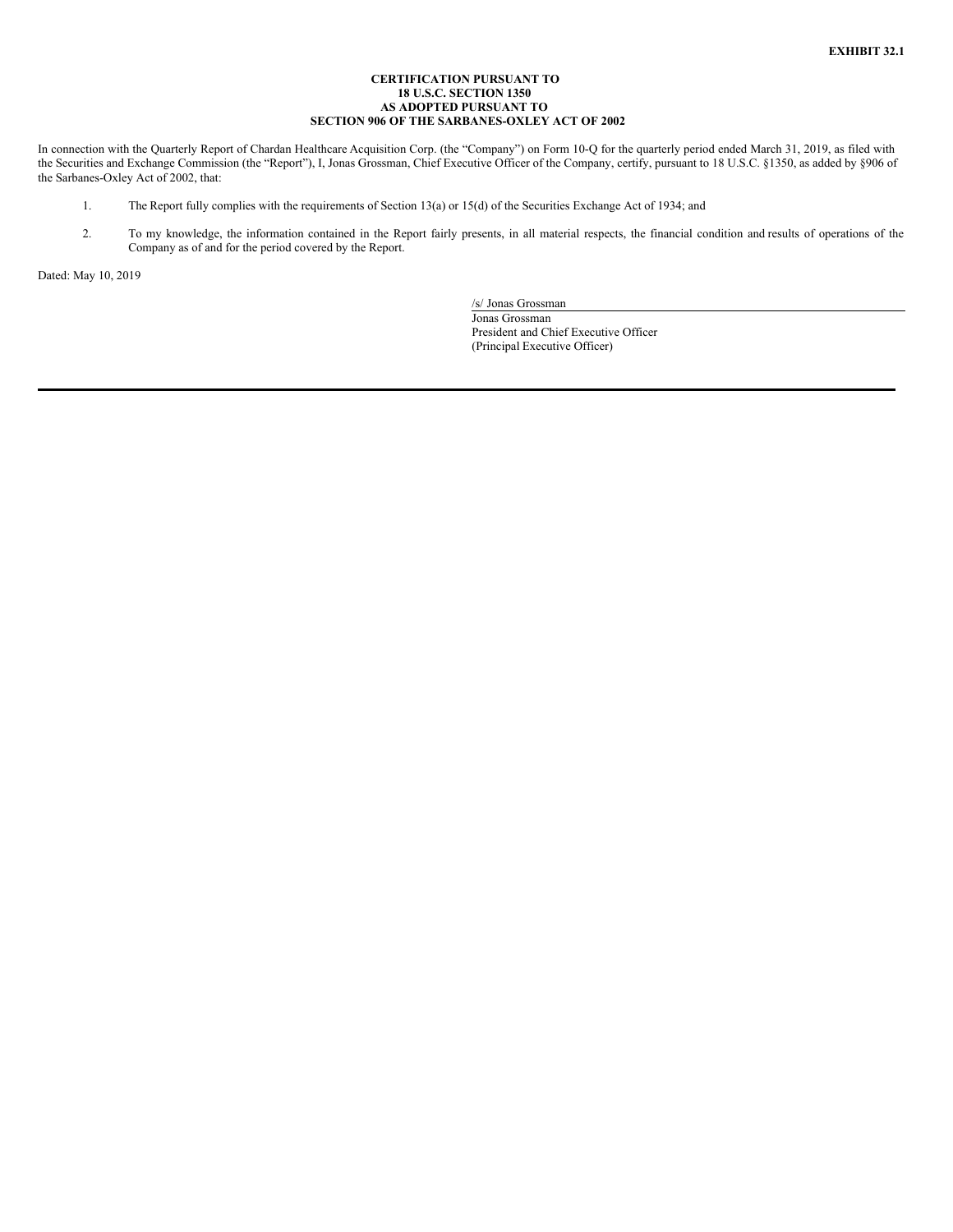**EXHIBIT 32.1**

**CERTIFICATION PURSUANT TO**
**18 U.S.C. SECTION 1350**
**AS ADOPTED PURSUANT TO**
**SECTION 906 OF THE SARBANES-OXLEY ACT OF 2002**

In connection with the Quarterly Report of Chardan Healthcare Acquisition Corp. (the "Company") on Form 10-Q for the quarterly period ended March 31, 2019, as filed with the Securities and Exchange Commission (the "Report"), I, Jonas Grossman, Chief Executive Officer of the Company, certify, pursuant to 18 U.S.C. §1350, as added by §906 of the Sarbanes-Oxley Act of 2002, that:

1. The Report fully complies with the requirements of Section 13(a) or 15(d) of the Securities Exchange Act of 1934; and

2. To my knowledge, the information contained in the Report fairly presents, in all material respects, the financial condition and results of operations of the Company as of and for the period covered by the Report.

Dated: May 10, 2019

/s/ Jonas Grossman
Jonas Grossman
President and Chief Executive Officer
(Principal Executive Officer)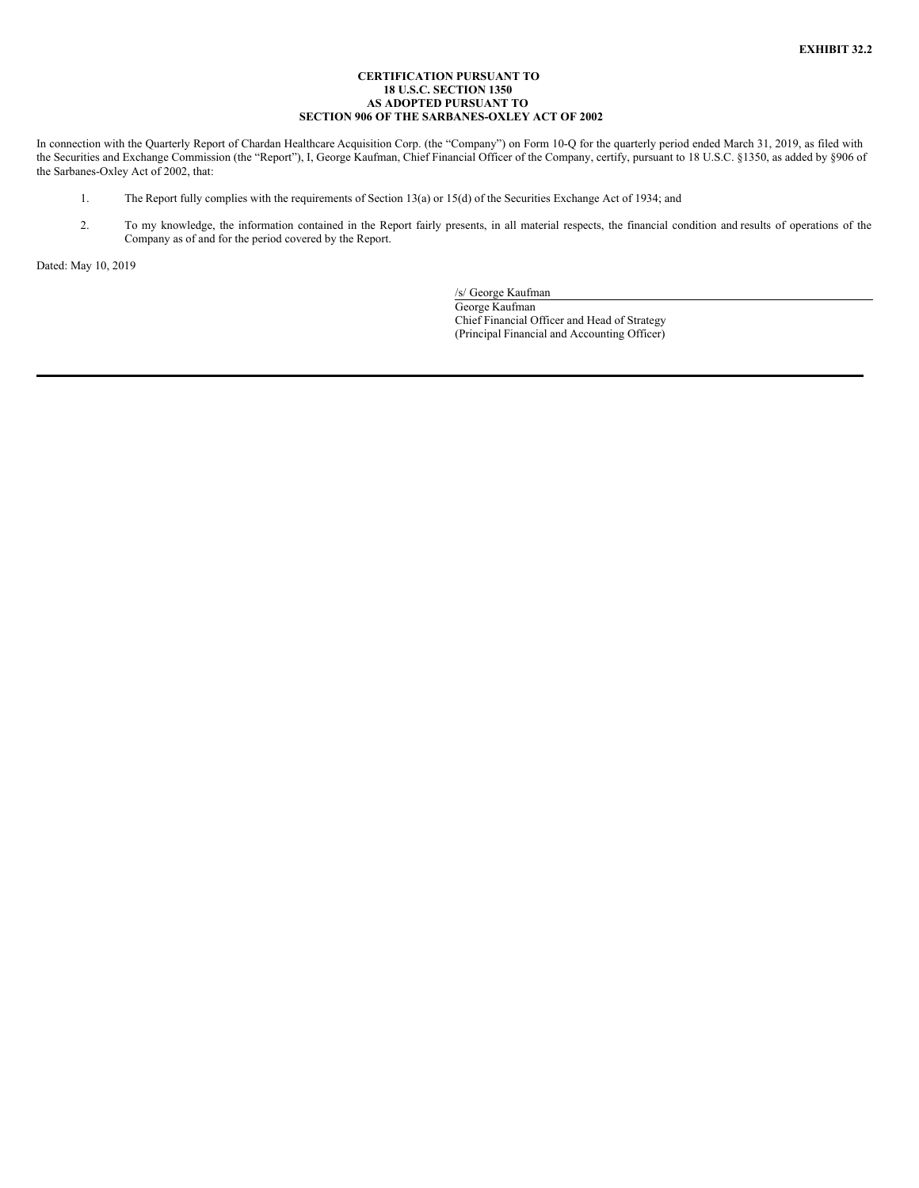**EXHIBIT 32.2**

**CERTIFICATION PURSUANT TO**
**18 U.S.C. SECTION 1350**
**AS ADOPTED PURSUANT TO**
**SECTION 906 OF THE SARBANES-OXLEY ACT OF 2002**

In connection with the Quarterly Report of Chardan Healthcare Acquisition Corp. (the "Company") on Form 10-Q for the quarterly period ended March 31, 2019, as filed with the Securities and Exchange Commission (the "Report"), I, George Kaufman, Chief Financial Officer of the Company, certify, pursuant to 18 U.S.C. §1350, as added by §906 of the Sarbanes-Oxley Act of 2002, that:

1. The Report fully complies with the requirements of Section 13(a) or 15(d) of the Securities Exchange Act of 1934; and

2. To my knowledge, the information contained in the Report fairly presents, in all material respects, the financial condition and results of operations of the Company as of and for the period covered by the Report.

Dated: May 10, 2019

/s/ George Kaufman
George Kaufman
Chief Financial Officer and Head of Strategy
(Principal Financial and Accounting Officer)